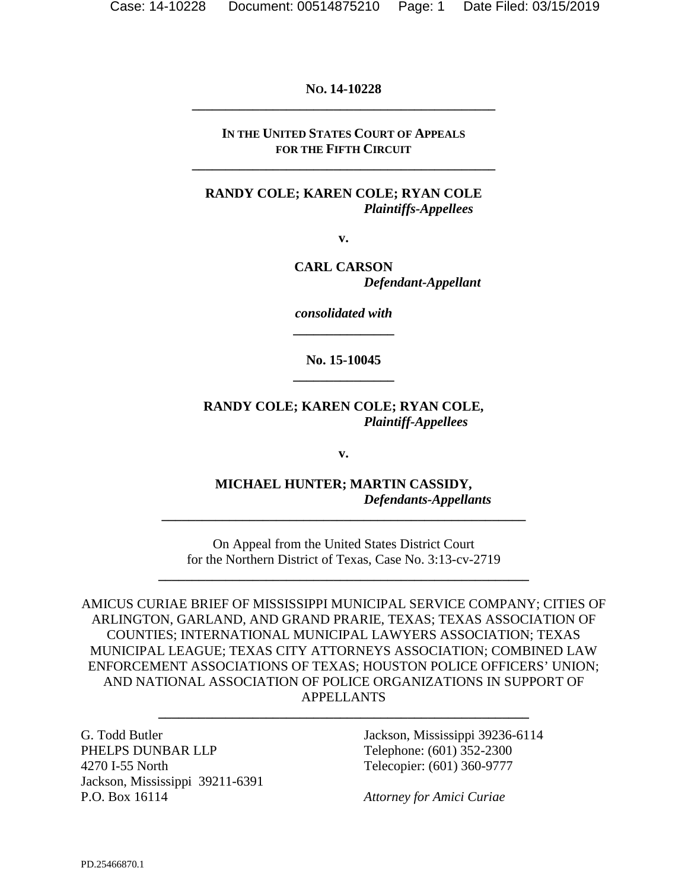**NO. 14-10228**

---

**IN THE UNITED STATES COURT OF APPEALS FOR THE FIFTH CIRCUIT**

---

**RANDY COLE; KAREN COLE; RYAN COLE**
***Plaintiffs-Appellees***

**v.**

**CARL CARSON**
***Defendant-Appellant***

***consolidated with***

---

**No. 15-10045**

---

**RANDY COLE; KAREN COLE; RYAN COLE,**
***Plaintiff-Appellees***

**v.**

**MICHAEL HUNTER; MARTIN CASSIDY,**
***Defendants-Appellants***

---

On Appeal from the United States District Court
for the Northern District of Texas, Case No. 3:13-cv-2719

---

AMICUS CURIAE BRIEF OF MISSISSIPPI MUNICIPAL SERVICE COMPANY; CITIES OF ARLINGTON, GARLAND, AND GRAND PRARIE, TEXAS; TEXAS ASSOCIATION OF COUNTIES; INTERNATIONAL MUNICIPAL LAWYERS ASSOCIATION; TEXAS MUNICIPAL LEAGUE; TEXAS CITY ATTORNEYS ASSOCIATION; COMBINED LAW ENFORCEMENT ASSOCIATIONS OF TEXAS; HOUSTON POLICE OFFICERS' UNION; AND NATIONAL ASSOCIATION OF POLICE ORGANIZATIONS IN SUPPORT OF APPELLANTS

---

G. Todd Butler
PHELPS DUNBAR LLP
4270 I-55 North
Jackson, Mississippi 39211-6391
P.O. Box 16114
Jackson, Mississippi 39236-6114
Telephone: (601) 352-2300
Telecopier: (601) 360-9777

*Attorney for Amici Curiae*

PD.25466870.1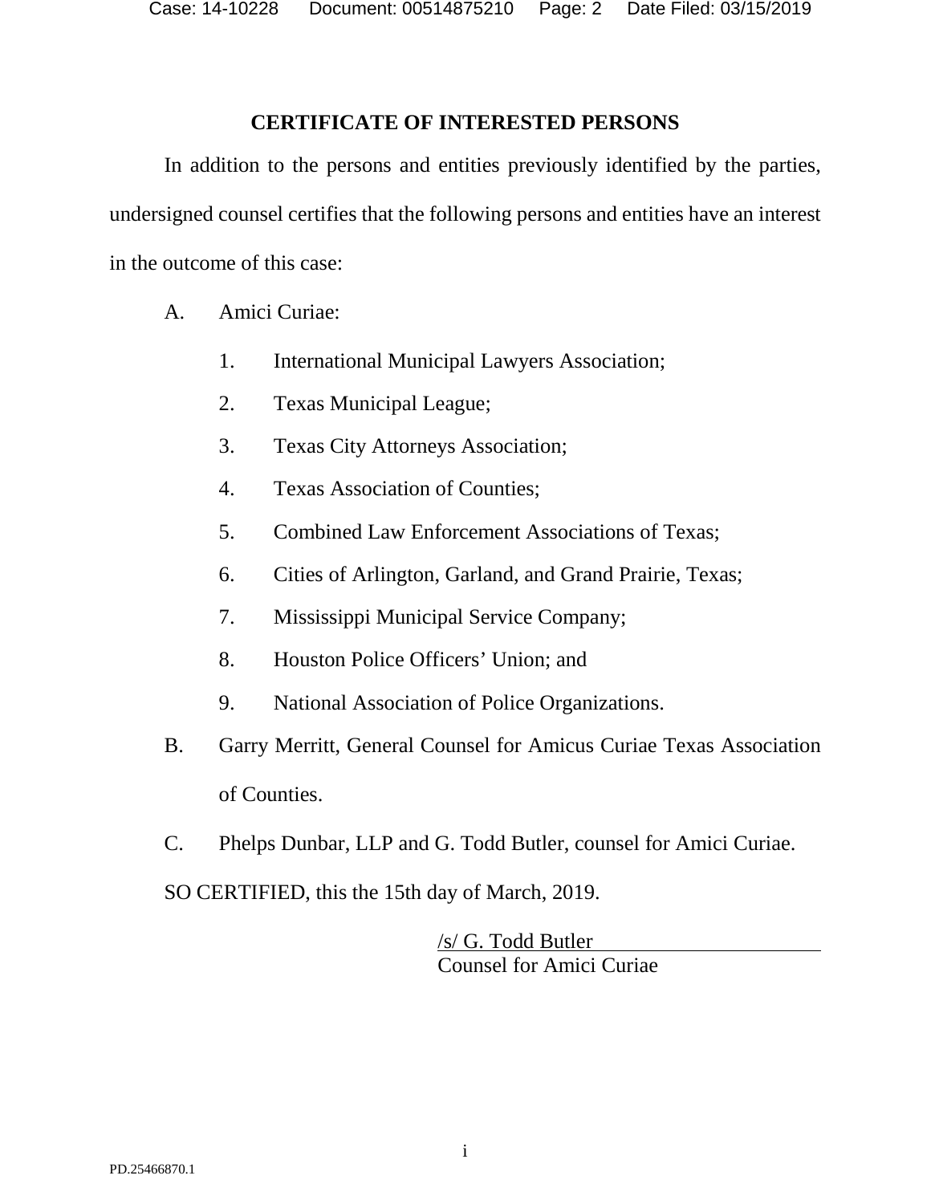# CERTIFICATE OF INTERESTED PERSONS

In addition to the persons and entities previously identified by the parties, undersigned counsel certifies that the following persons and entities have an interest in the outcome of this case:

A. Amici Curiae:

1. International Municipal Lawyers Association;
2. Texas Municipal League;
3. Texas City Attorneys Association;
4. Texas Association of Counties;
5. Combined Law Enforcement Associations of Texas;
6. Cities of Arlington, Garland, and Grand Prairie, Texas;
7. Mississippi Municipal Service Company;
8. Houston Police Officers' Union; and
9. National Association of Police Organizations.

B. Garry Merritt, General Counsel for Amicus Curiae Texas Association of Counties.

C. Phelps Dunbar, LLP and G. Todd Butler, counsel for Amici Curiae.

SO CERTIFIED, this the 15th day of March, 2019.

/s/ G. Todd Butler
Counsel for Amici Curiae

PD.25466870.1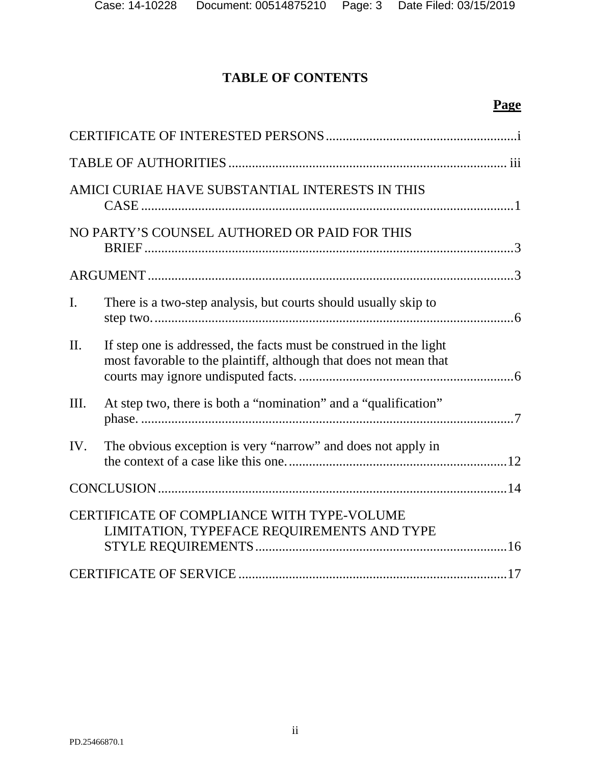# TABLE OF CONTENTS

| | Page |
|---|---|
| CERTIFICATE OF INTERESTED PERSONS | i |
| TABLE OF AUTHORITIES | iii |
| AMICI CURIAE HAVE SUBSTANTIAL INTERESTS IN THIS CASE | 1 |
| NO PARTY'S COUNSEL AUTHORED OR PAID FOR THIS BRIEF | 3 |
| ARGUMENT | 3 |
| I. There is a two-step analysis, but courts should usually skip to step two. | 6 |
| II. If step one is addressed, the facts must be construed in the light most favorable to the plaintiff, although that does not mean that courts may ignore undisputed facts. | 6 |
| III. At step two, there is both a "nomination" and a "qualification" phase. | 7 |
| IV. The obvious exception is very "narrow" and does not apply in the context of a case like this one. | 12 |
| CONCLUSION | 14 |
| CERTIFICATE OF COMPLIANCE WITH TYPE-VOLUME LIMITATION, TYPEFACE REQUIREMENTS AND TYPE STYLE REQUIREMENTS | 16 |
| CERTIFICATE OF SERVICE | 17 |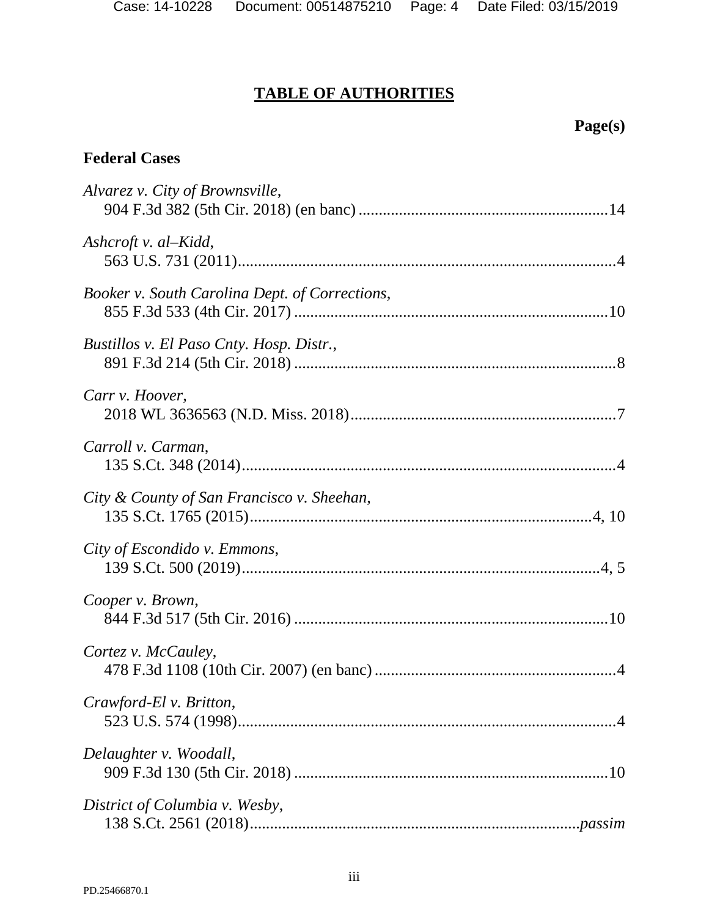# TABLE OF AUTHORITIES

**Page(s)**

## Federal Cases

*Alvarez v. City of Brownsville*,
904 F.3d 382 (5th Cir. 2018) (en banc) ............................................................ 14

*Ashcroft v. al–Kidd*,
563 U.S. 731 (2011) ............................................................................................ 4

*Booker v. South Carolina Dept. of Corrections*,
855 F.3d 533 (4th Cir. 2017) ............................................................................ 10

*Bustillos v. El Paso Cnty. Hosp. Distr.*,
891 F.3d 214 (5th Cir. 2018) .............................................................................. 8

*Carr v. Hoover*,
2018 WL 3636563 (N.D. Miss. 2018) ................................................................. 7

*Carroll v. Carman*,
135 S.Ct. 348 (2014) ........................................................................................... 4

*City & County of San Francisco v. Sheehan*,
135 S.Ct. 1765 (2015) .................................................................................... 4, 10

*City of Escondido v. Emmons*,
139 S.Ct. 500 (2019) ......................................................................................... 4, 5

*Cooper v. Brown*,
844 F.3d 517 (5th Cir. 2016) ............................................................................ 10

*Cortez v. McCauley*,
478 F.3d 1108 (10th Cir. 2007) (en banc) ........................................................... 4

*Crawford-El v. Britton*,
523 U.S. 574 (1998) ............................................................................................ 4

*Delaughter v. Woodall*,
909 F.3d 130 (5th Cir. 2018) ............................................................................ 10

*District of Columbia v. Wesby*,
138 S.Ct. 2561 (2018) ................................................................................ *passim*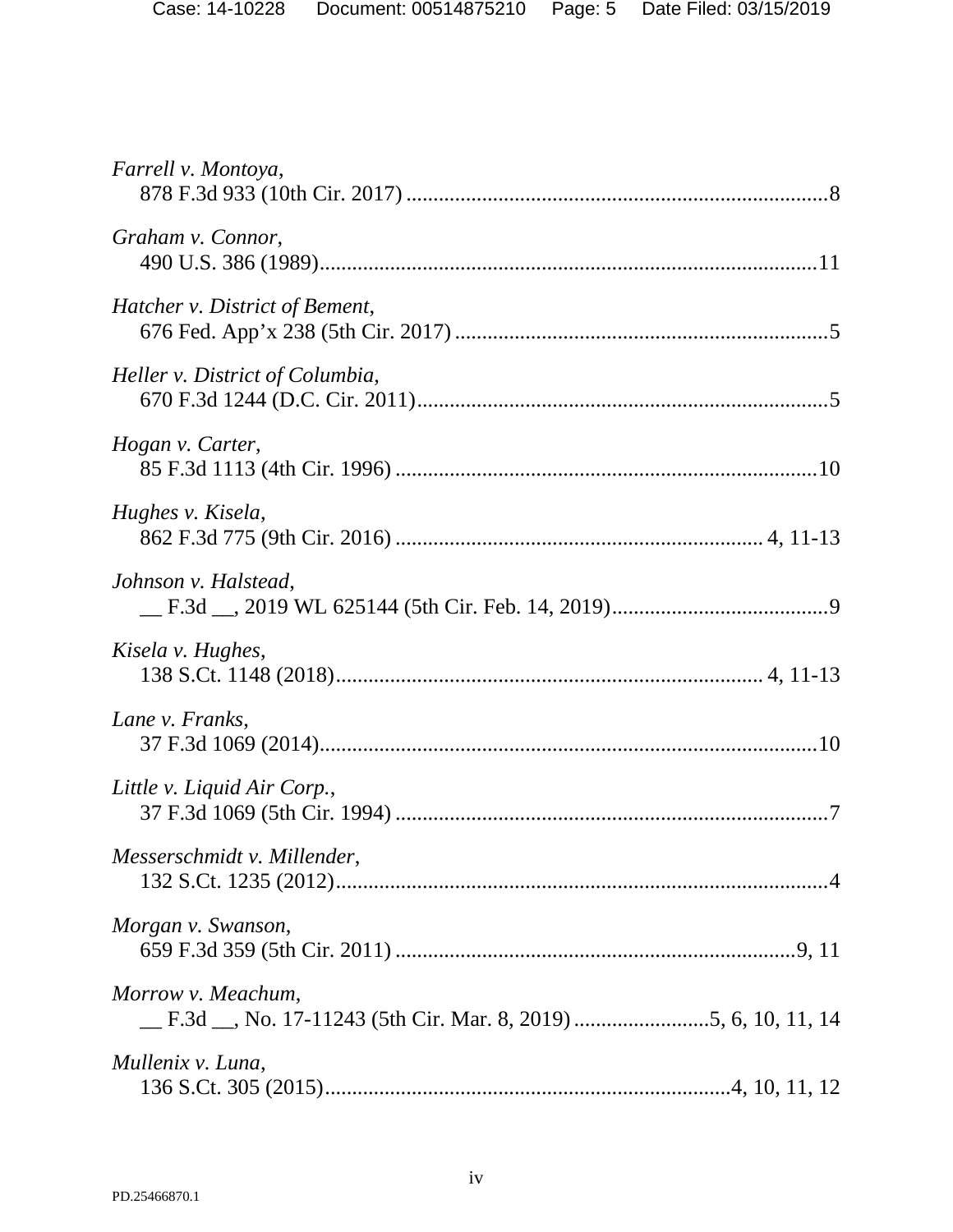*Farrell v. Montoya*,
878 F.3d 933 (10th Cir. 2017) ............................................................................8

*Graham v. Connor*,
490 U.S. 386 (1989)..........................................................................................11

*Hatcher v. District of Bement*,
676 Fed. App'x 238 (5th Cir. 2017) ...................................................................5

*Heller v. District of Columbia*,
670 F.3d 1244 (D.C. Cir. 2011)...........................................................................5

*Hogan v. Carter*,
85 F.3d 1113 (4th Cir. 1996) .............................................................................10

*Hughes v. Kisela*,
862 F.3d 775 (9th Cir. 2016) ................................................................. 4, 11-13

*Johnson v. Halstead*,
__ F.3d __, 2019 WL 625144 (5th Cir. Feb. 14, 2019)........................................9

*Kisela v. Hughes*,
138 S.Ct. 1148 (2018)........................................................................... 4, 11-13

*Lane v. Franks*,
37 F.3d 1069 (2014)...........................................................................................10

*Little v. Liquid Air Corp.*,
37 F.3d 1069 (5th Cir. 1994) ...............................................................................7

*Messerschmidt v. Millender*,
132 S.Ct. 1235 (2012)..........................................................................................4

*Morgan v. Swanson*,
659 F.3d 359 (5th Cir. 2011) ..........................................................................9, 11

*Morrow v. Meachum*,
__ F.3d __, No. 17-11243 (5th Cir. Mar. 8, 2019) .........................5, 6, 10, 11, 14

*Mullenix v. Luna*,
136 S.Ct. 305 (2015)..........................................................................4, 10, 11, 12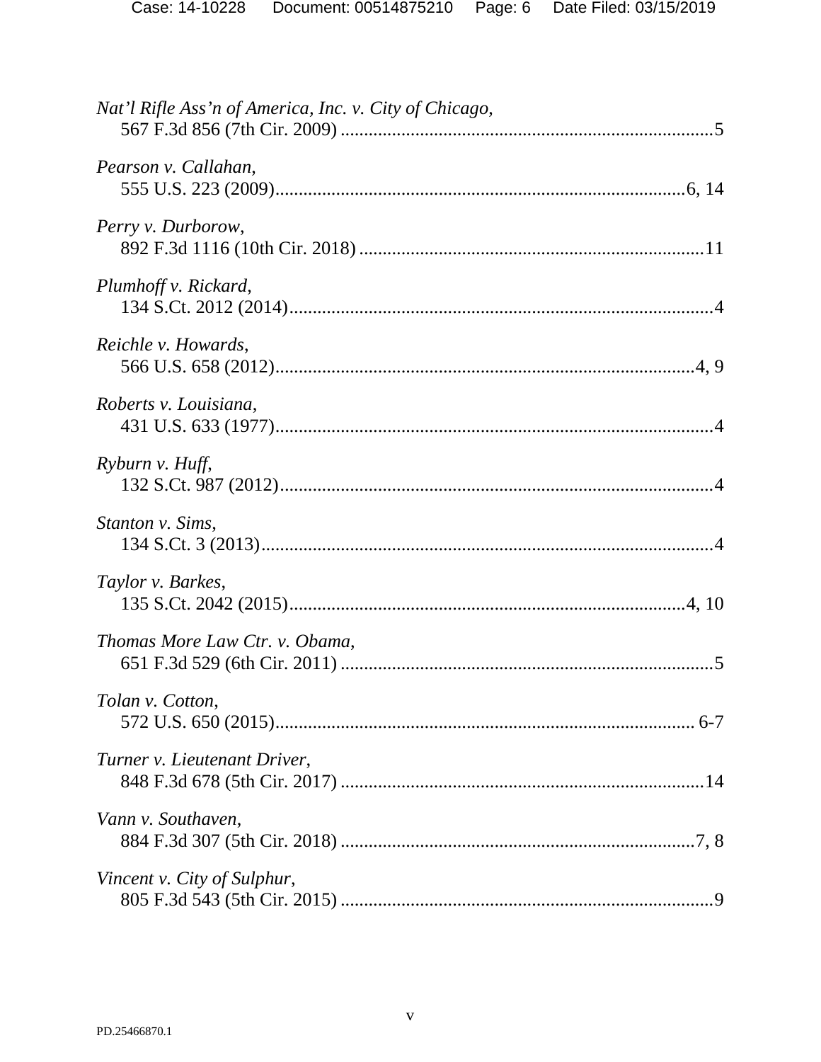*Nat'l Rifle Ass'n of America, Inc. v. City of Chicago*,
567 F.3d 856 (7th Cir. 2009) ..............................................................................5

*Pearson v. Callahan*,
555 U.S. 223 (2009).......................................................................................6, 14

*Perry v. Durborow*,
892 F.3d 1116 (10th Cir. 2018) ........................................................................11

*Plumhoff v. Rickard*,
134 S.Ct. 2012 (2014)..........................................................................................4

*Reichle v. Howards*,
566 U.S. 658 (2012).........................................................................................4, 9

*Roberts v. Louisiana*,
431 U.S. 633 (1977)............................................................................................4

*Ryburn v. Huff*,
132 S.Ct. 987 (2012)............................................................................................4

*Stanton v. Sims*,
134 S.Ct. 3 (2013)...............................................................................................4

*Taylor v. Barkes*,
135 S.Ct. 2042 (2015).....................................................................................4, 10

*Thomas More Law Ctr. v. Obama*,
651 F.3d 529 (6th Cir. 2011) .............................................................................5

*Tolan v. Cotton*,
572 U.S. 650 (2015)......................................................................................... 6-7

*Turner v. Lieutenant Driver*,
848 F.3d 678 (5th Cir. 2017) ............................................................................14

*Vann v. Southaven*,
884 F.3d 307 (5th Cir. 2018) ...........................................................................7, 8

*Vincent v. City of Sulphur*,
805 F.3d 543 (5th Cir. 2015) ...............................................................................9

PD.25466870.1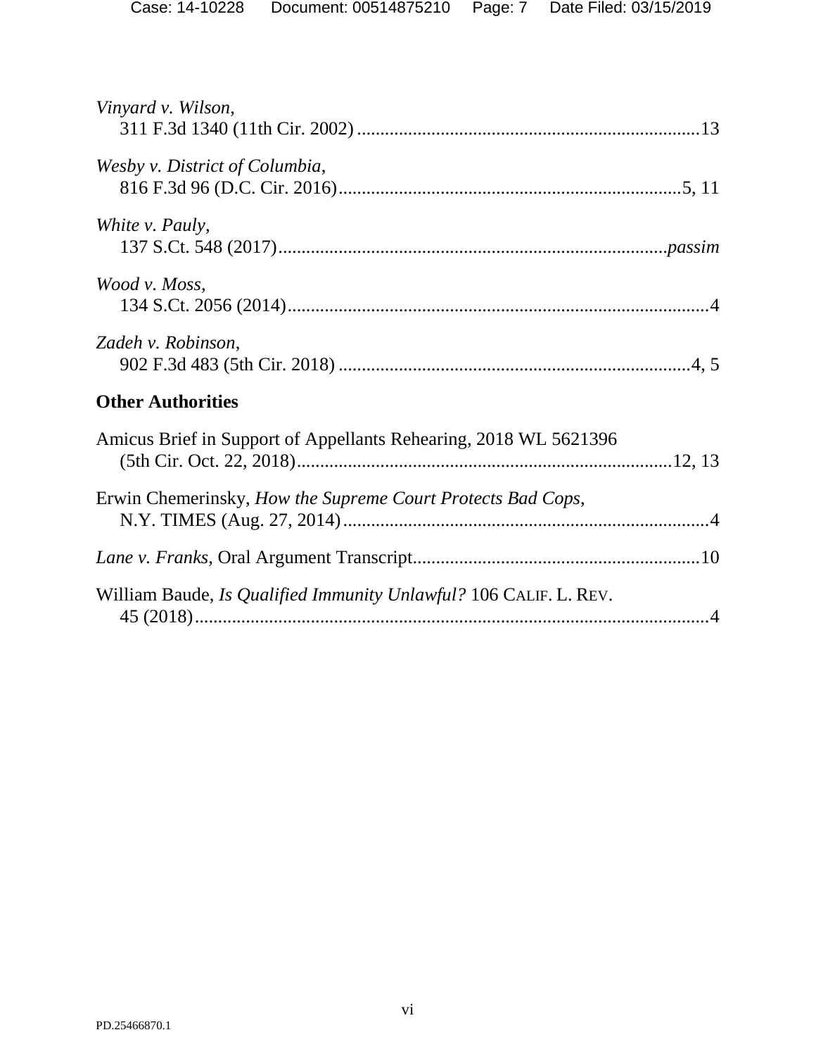*Vinyard v. Wilson*,
311 F.3d 1340 (11th Cir. 2002) ........................................................................ 13

*Wesby v. District of Columbia*,
816 F.3d 96 (D.C. Cir. 2016) ........................................................................ 5, 11

*White v. Pauly*,
137 S.Ct. 548 (2017) ................................................................................... *passim*

*Wood v. Moss*,
134 S.Ct. 2056 (2014) ........................................................................................ 4

*Zadeh v. Robinson*,
902 F.3d 483 (5th Cir. 2018) ........................................................................ 4, 5

**Other Authorities**

Amicus Brief in Support of Appellants Rehearing, 2018 WL 5621396
(5th Cir. Oct. 22, 2018) ............................................................................... 12, 13

Erwin Chemerinsky, *How the Supreme Court Protects Bad Cops*,
N.Y. TIMES (Aug. 27, 2014) ............................................................................. 4

*Lane v. Franks*, Oral Argument Transcript ............................................................ 10

William Baude, *Is Qualified Immunity Unlawful?* 106 CALIF. L. REV.
45 (2018) .............................................................................................................. 4

PD.25466870.1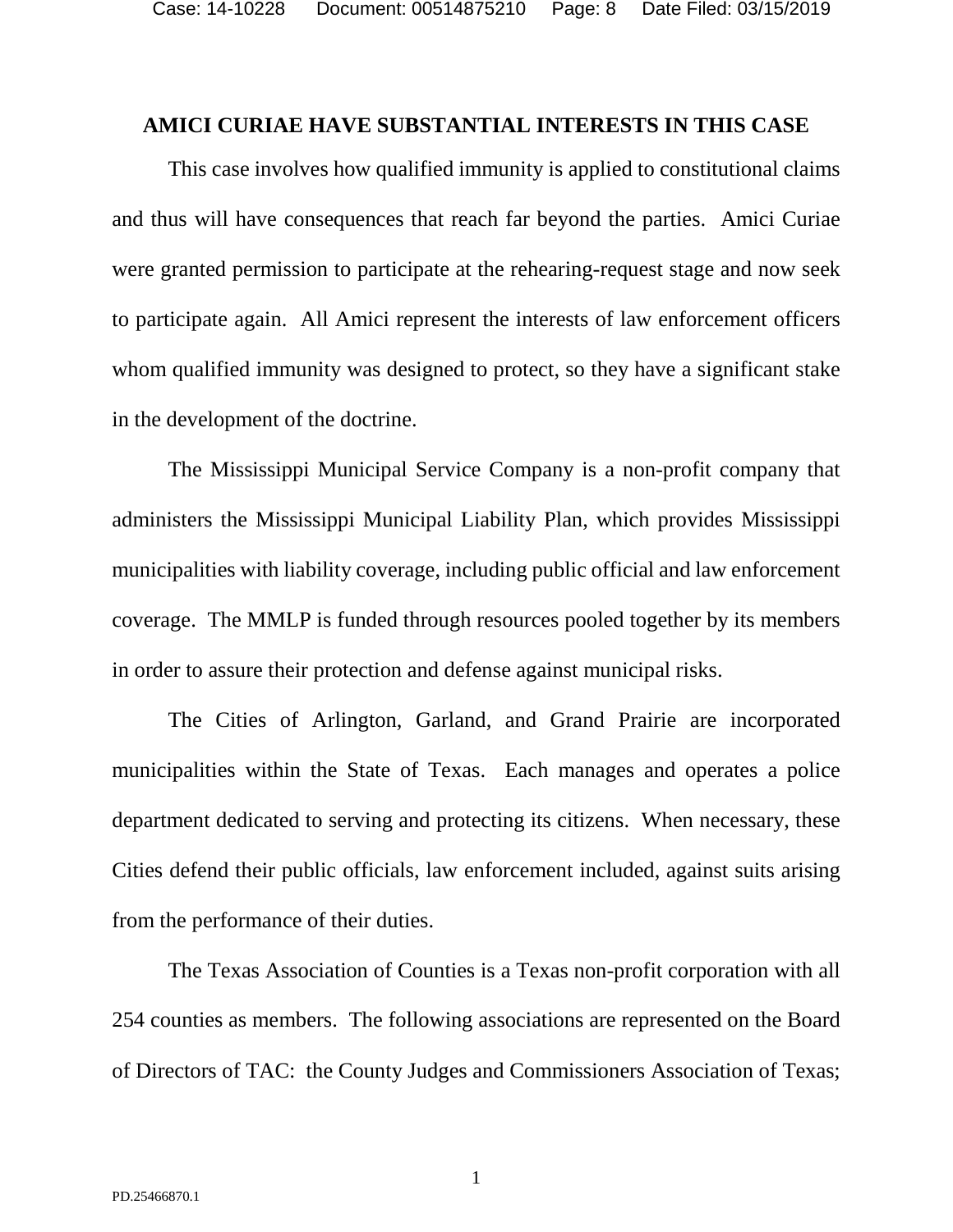## AMICI CURIAE HAVE SUBSTANTIAL INTERESTS IN THIS CASE

This case involves how qualified immunity is applied to constitutional claims and thus will have consequences that reach far beyond the parties. Amici Curiae were granted permission to participate at the rehearing-request stage and now seek to participate again. All Amici represent the interests of law enforcement officers whom qualified immunity was designed to protect, so they have a significant stake in the development of the doctrine.

The Mississippi Municipal Service Company is a non-profit company that administers the Mississippi Municipal Liability Plan, which provides Mississippi municipalities with liability coverage, including public official and law enforcement coverage. The MMLP is funded through resources pooled together by its members in order to assure their protection and defense against municipal risks.

The Cities of Arlington, Garland, and Grand Prairie are incorporated municipalities within the State of Texas. Each manages and operates a police department dedicated to serving and protecting its citizens. When necessary, these Cities defend their public officials, law enforcement included, against suits arising from the performance of their duties.

The Texas Association of Counties is a Texas non-profit corporation with all 254 counties as members. The following associations are represented on the Board of Directors of TAC: the County Judges and Commissioners Association of Texas;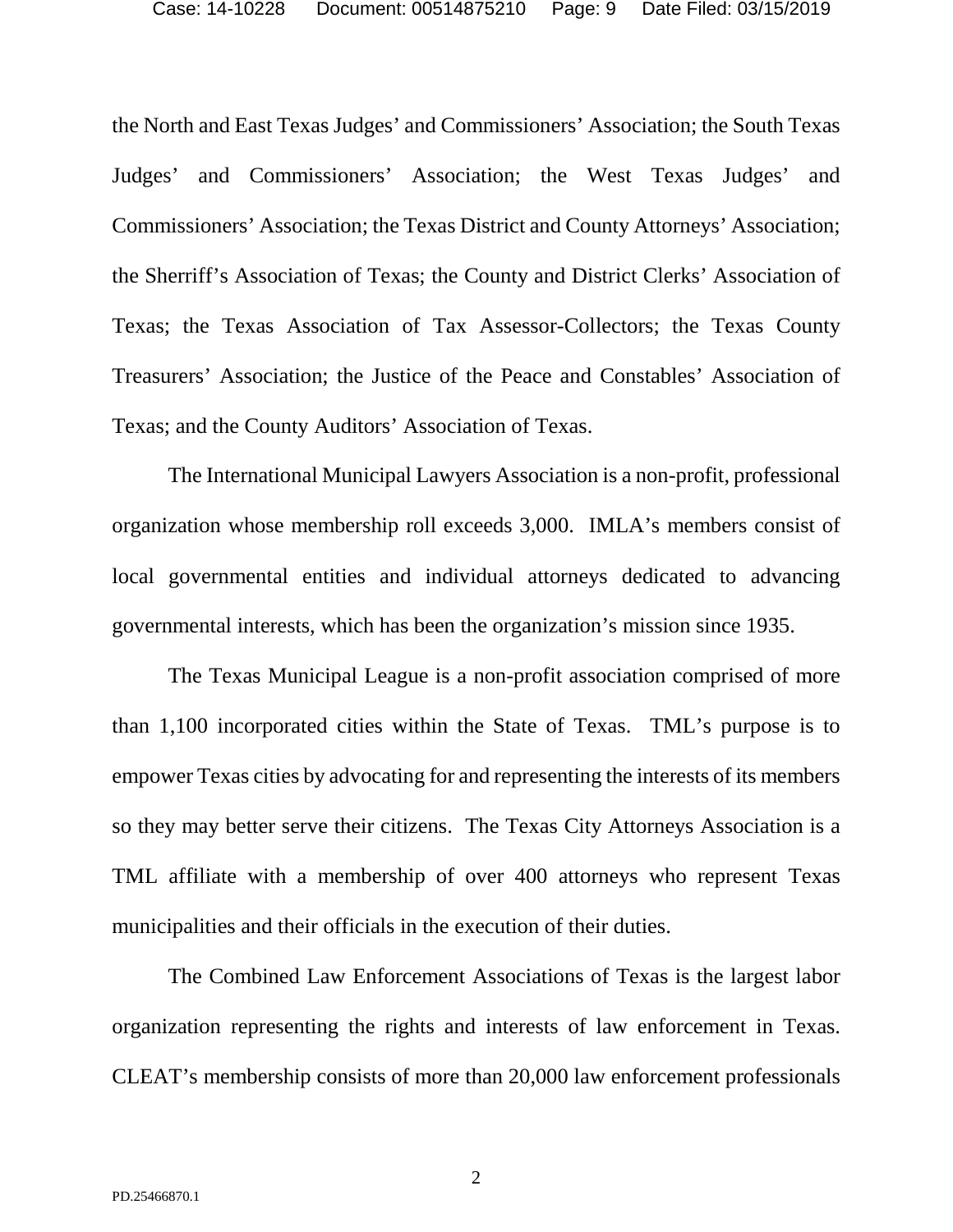the North and East Texas Judges' and Commissioners' Association; the South Texas Judges' and Commissioners' Association; the West Texas Judges' and Commissioners' Association; the Texas District and County Attorneys' Association; the Sherriff's Association of Texas; the County and District Clerks' Association of Texas; the Texas Association of Tax Assessor-Collectors; the Texas County Treasurers' Association; the Justice of the Peace and Constables' Association of Texas; and the County Auditors' Association of Texas.

The International Municipal Lawyers Association is a non-profit, professional organization whose membership roll exceeds 3,000. IMLA's members consist of local governmental entities and individual attorneys dedicated to advancing governmental interests, which has been the organization's mission since 1935.

The Texas Municipal League is a non-profit association comprised of more than 1,100 incorporated cities within the State of Texas. TML's purpose is to empower Texas cities by advocating for and representing the interests of its members so they may better serve their citizens. The Texas City Attorneys Association is a TML affiliate with a membership of over 400 attorneys who represent Texas municipalities and their officials in the execution of their duties.

The Combined Law Enforcement Associations of Texas is the largest labor organization representing the rights and interests of law enforcement in Texas. CLEAT's membership consists of more than 20,000 law enforcement professionals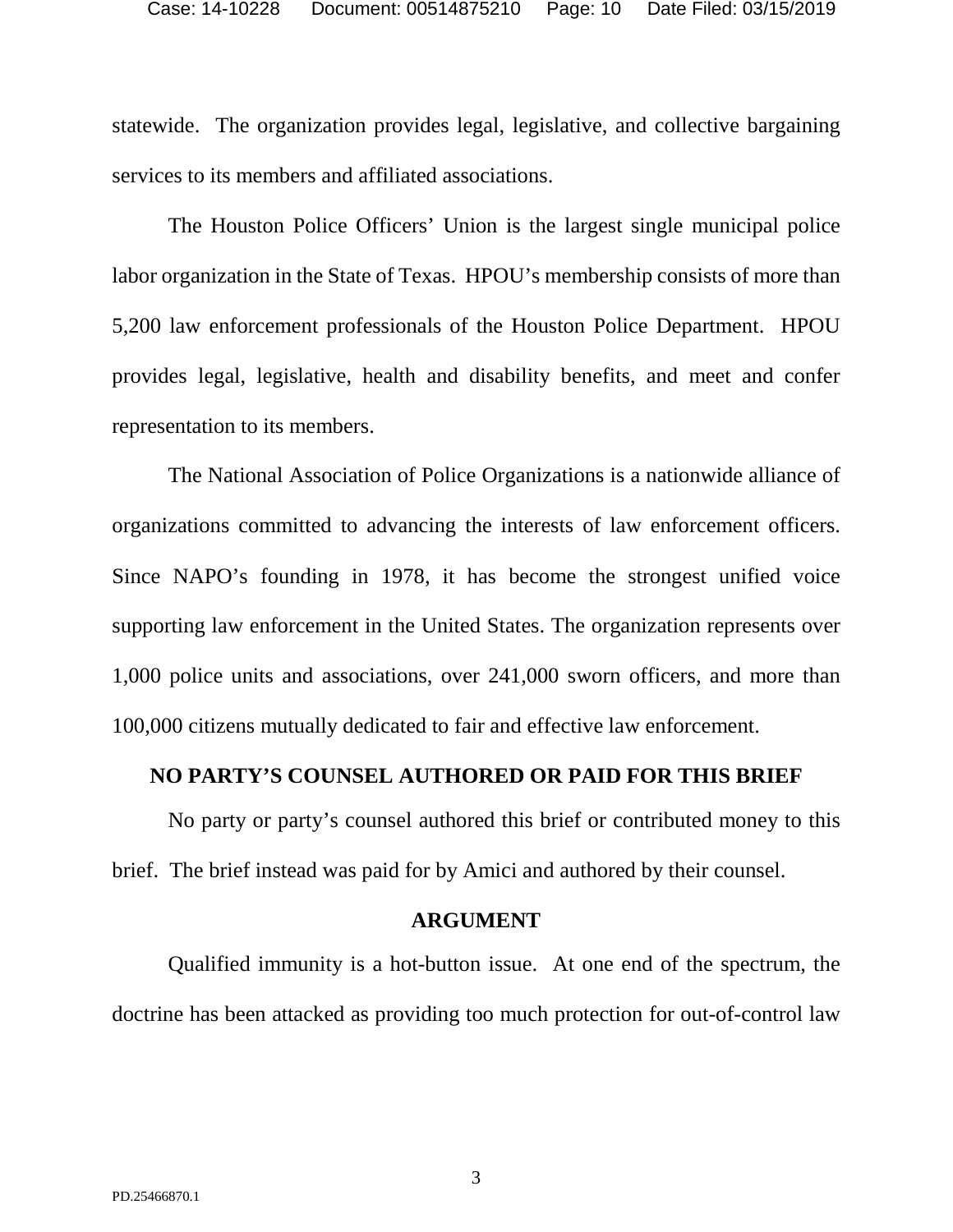statewide. The organization provides legal, legislative, and collective bargaining services to its members and affiliated associations.

The Houston Police Officers' Union is the largest single municipal police labor organization in the State of Texas. HPOU's membership consists of more than 5,200 law enforcement professionals of the Houston Police Department. HPOU provides legal, legislative, health and disability benefits, and meet and confer representation to its members.

The National Association of Police Organizations is a nationwide alliance of organizations committed to advancing the interests of law enforcement officers. Since NAPO's founding in 1978, it has become the strongest unified voice supporting law enforcement in the United States. The organization represents over 1,000 police units and associations, over 241,000 sworn officers, and more than 100,000 citizens mutually dedicated to fair and effective law enforcement.

## NO PARTY'S COUNSEL AUTHORED OR PAID FOR THIS BRIEF

No party or party's counsel authored this brief or contributed money to this brief. The brief instead was paid for by Amici and authored by their counsel.

## ARGUMENT

Qualified immunity is a hot-button issue. At one end of the spectrum, the doctrine has been attacked as providing too much protection for out-of-control law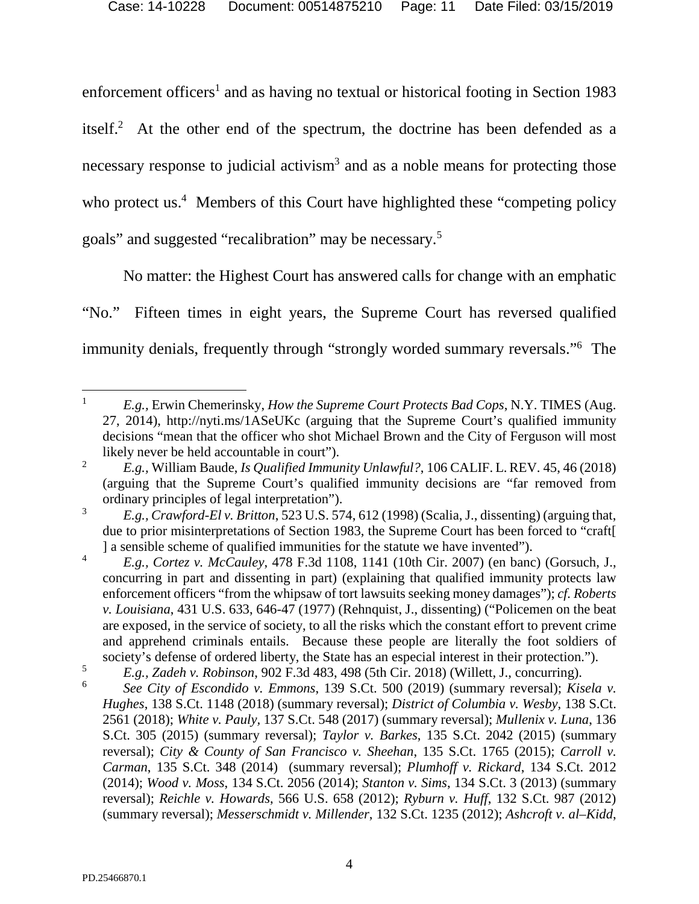enforcement officers[1] and as having no textual or historical footing in Section 1983 itself.[2] At the other end of the spectrum, the doctrine has been defended as a necessary response to judicial activism[3] and as a noble means for protecting those who protect us.[4] Members of this Court have highlighted these "competing policy goals" and suggested "recalibration" may be necessary.[5]

No matter: the Highest Court has answered calls for change with an emphatic "No." Fifteen times in eight years, the Supreme Court has reversed qualified immunity denials, frequently through "strongly worded summary reversals."[6] The

---

[1] *E.g.*, Erwin Chemerinsky, *How the Supreme Court Protects Bad Cops*, N.Y. TIMES (Aug. 27, 2014), http://nyti.ms/1ASeUKc (arguing that the Supreme Court's qualified immunity decisions "mean that the officer who shot Michael Brown and the City of Ferguson will most likely never be held accountable in court").

[2] *E.g.*, William Baude, *Is Qualified Immunity Unlawful?*, 106 CALIF. L. REV. 45, 46 (2018) (arguing that the Supreme Court's qualified immunity decisions are "far removed from ordinary principles of legal interpretation").

[3] *E.g.*, *Crawford-El v. Britton*, 523 U.S. 574, 612 (1998) (Scalia, J., dissenting) (arguing that, due to prior misinterpretations of Section 1983, the Supreme Court has been forced to "craft[ ] a sensible scheme of qualified immunities for the statute we have invented").

[4] *E.g.*, *Cortez v. McCauley*, 478 F.3d 1108, 1141 (10th Cir. 2007) (en banc) (Gorsuch, J., concurring in part and dissenting in part) (explaining that qualified immunity protects law enforcement officers "from the whipsaw of tort lawsuits seeking money damages"); *cf. Roberts v. Louisiana*, 431 U.S. 633, 646-47 (1977) (Rehnquist, J., dissenting) ("Policemen on the beat are exposed, in the service of society, to all the risks which the constant effort to prevent crime and apprehend criminals entails. Because these people are literally the foot soldiers of society's defense of ordered liberty, the State has an especial interest in their protection.").

[5] *E.g.*, *Zadeh v. Robinson*, 902 F.3d 483, 498 (5th Cir. 2018) (Willett, J., concurring).

[6] *See City of Escondido v. Emmons*, 139 S.Ct. 500 (2019) (summary reversal); *Kisela v. Hughes*, 138 S.Ct. 1148 (2018) (summary reversal); *District of Columbia v. Wesby*, 138 S.Ct. 2561 (2018); *White v. Pauly*, 137 S.Ct. 548 (2017) (summary reversal); *Mullenix v. Luna*, 136 S.Ct. 305 (2015) (summary reversal); *Taylor v. Barkes*, 135 S.Ct. 2042 (2015) (summary reversal); *City & County of San Francisco v. Sheehan*, 135 S.Ct. 1765 (2015); *Carroll v. Carman*, 135 S.Ct. 348 (2014) (summary reversal); *Plumhoff v. Rickard*, 134 S.Ct. 2012 (2014); *Wood v. Moss*, 134 S.Ct. 2056 (2014); *Stanton v. Sims*, 134 S.Ct. 3 (2013) (summary reversal); *Reichle v. Howards*, 566 U.S. 658 (2012); *Ryburn v. Huff*, 132 S.Ct. 987 (2012) (summary reversal); *Messerschmidt v. Millender*, 132 S.Ct. 1235 (2012); *Ashcroft v. al–Kidd*,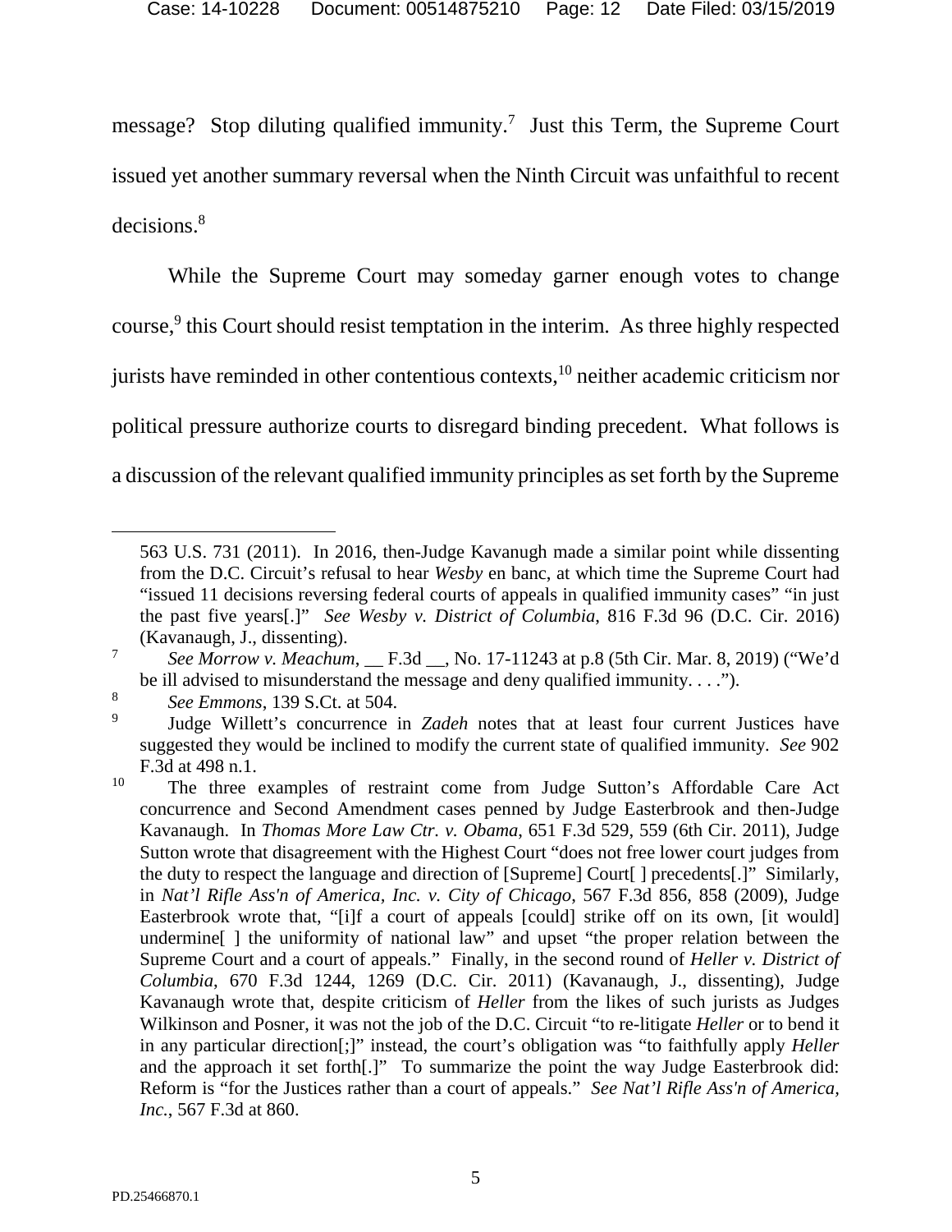message? Stop diluting qualified immunity.[7] Just this Term, the Supreme Court issued yet another summary reversal when the Ninth Circuit was unfaithful to recent decisions.[8]

While the Supreme Court may someday garner enough votes to change course,[9] this Court should resist temptation in the interim. As three highly respected jurists have reminded in other contentious contexts,[10] neither academic criticism nor political pressure authorize courts to disregard binding precedent. What follows is a discussion of the relevant qualified immunity principles as set forth by the Supreme

---

563 U.S. 731 (2011). In 2016, then-Judge Kavanaugh made a similar point while dissenting from the D.C. Circuit's refusal to hear *Wesby* en banc, at which time the Supreme Court had "issued 11 decisions reversing federal courts of appeals in qualified immunity cases" "in just the past five years[.]" *See Wesby v. District of Columbia*, 816 F.3d 96 (D.C. Cir. 2016) (Kavanaugh, J., dissenting).

[7] *See Morrow v. Meachum*, __ F.3d __, No. 17-11243 at p.8 (5th Cir. Mar. 8, 2019) ("We'd be ill advised to misunderstand the message and deny qualified immunity. . . .").

[8] *See Emmons*, 139 S.Ct. at 504.

[9] Judge Willett's concurrence in *Zadeh* notes that at least four current Justices have suggested they would be inclined to modify the current state of qualified immunity. *See* 902 F.3d at 498 n.1.

[10] The three examples of restraint come from Judge Sutton's Affordable Care Act concurrence and Second Amendment cases penned by Judge Easterbrook and then-Judge Kavanaugh. In *Thomas More Law Ctr. v. Obama*, 651 F.3d 529, 559 (6th Cir. 2011), Judge Sutton wrote that disagreement with the Highest Court "does not free lower court judges from the duty to respect the language and direction of [Supreme] Court[ ] precedents[.]" Similarly, in *Nat'l Rifle Ass'n of America, Inc. v. City of Chicago*, 567 F.3d 856, 858 (2009), Judge Easterbrook wrote that, "[i]f a court of appeals [could] strike off on its own, [it would] undermine[ ] the uniformity of national law" and upset "the proper relation between the Supreme Court and a court of appeals." Finally, in the second round of *Heller v. District of Columbia*, 670 F.3d 1244, 1269 (D.C. Cir. 2011) (Kavanaugh, J., dissenting), Judge Kavanaugh wrote that, despite criticism of *Heller* from the likes of such jurists as Judges Wilkinson and Posner, it was not the job of the D.C. Circuit "to re-litigate *Heller* or to bend it in any particular direction[;]" instead, the court's obligation was "to faithfully apply *Heller* and the approach it set forth[.]" To summarize the point the way Judge Easterbrook did: Reform is "for the Justices rather than a court of appeals." *See Nat'l Rifle Ass'n of America, Inc.*, 567 F.3d at 860.

PD.25466870.1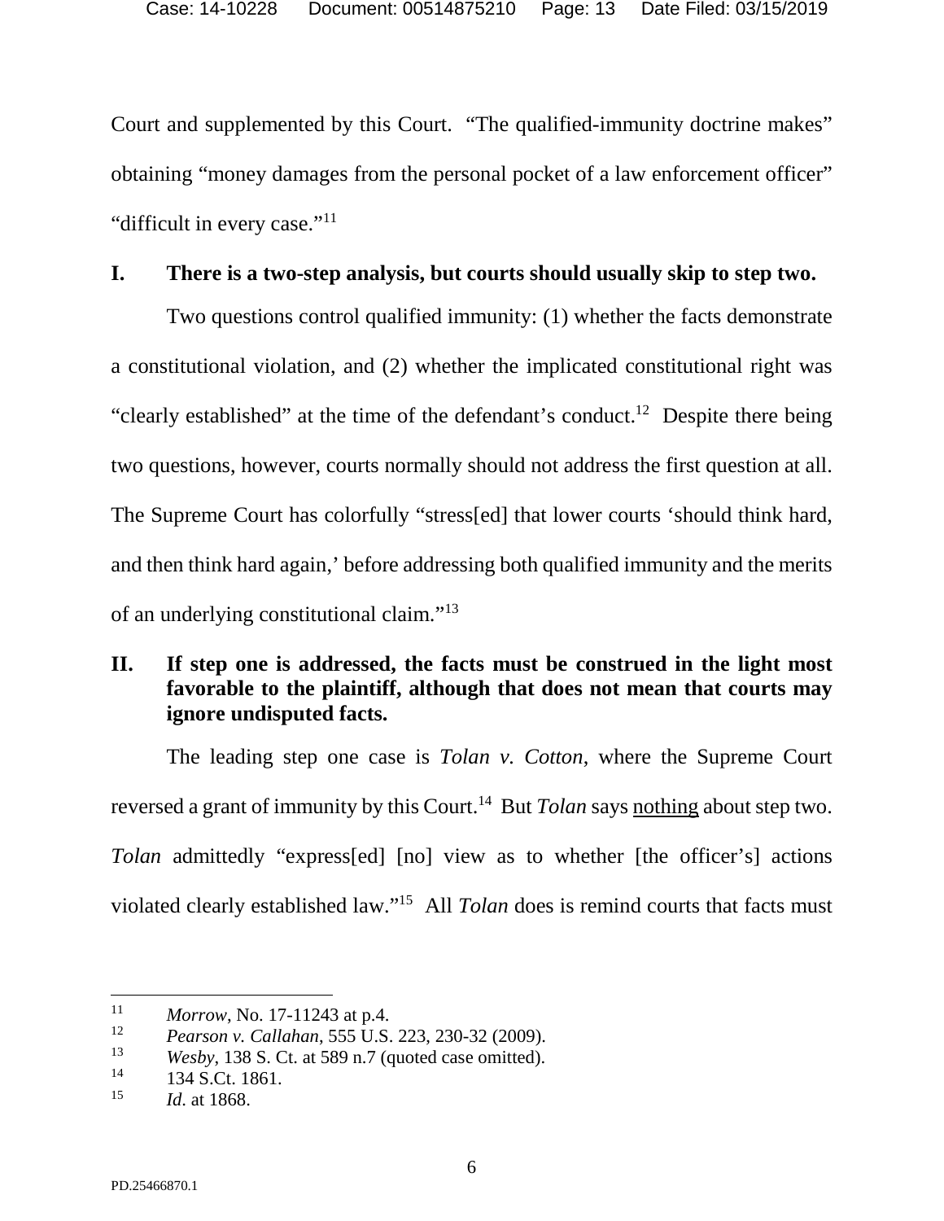Court and supplemented by this Court. "The qualified-immunity doctrine makes" obtaining "money damages from the personal pocket of a law enforcement officer" "difficult in every case."[11]

## I. There is a two-step analysis, but courts should usually skip to step two.

Two questions control qualified immunity: (1) whether the facts demonstrate a constitutional violation, and (2) whether the implicated constitutional right was "clearly established" at the time of the defendant's conduct.[12] Despite there being two questions, however, courts normally should not address the first question at all. The Supreme Court has colorfully "stress[ed] that lower courts 'should think hard, and then think hard again,' before addressing both qualified immunity and the merits of an underlying constitutional claim."[13]

## II. If step one is addressed, the facts must be construed in the light most favorable to the plaintiff, although that does not mean that courts may ignore undisputed facts.

The leading step one case is *Tolan v. Cotton*, where the Supreme Court reversed a grant of immunity by this Court.[14] But *Tolan* says <u>nothing</u> about step two. *Tolan* admittedly "express[ed] [no] view as to whether [the officer's] actions violated clearly established law."[15] All *Tolan* does is remind courts that facts must

---

[11] *Morrow*, No. 17-11243 at p.4.

[12] *Pearson v. Callahan*, 555 U.S. 223, 230-32 (2009).

[13] *Wesby*, 138 S. Ct. at 589 n.7 (quoted case omitted).

[14] 134 S.Ct. 1861.

[15] *Id.* at 1868.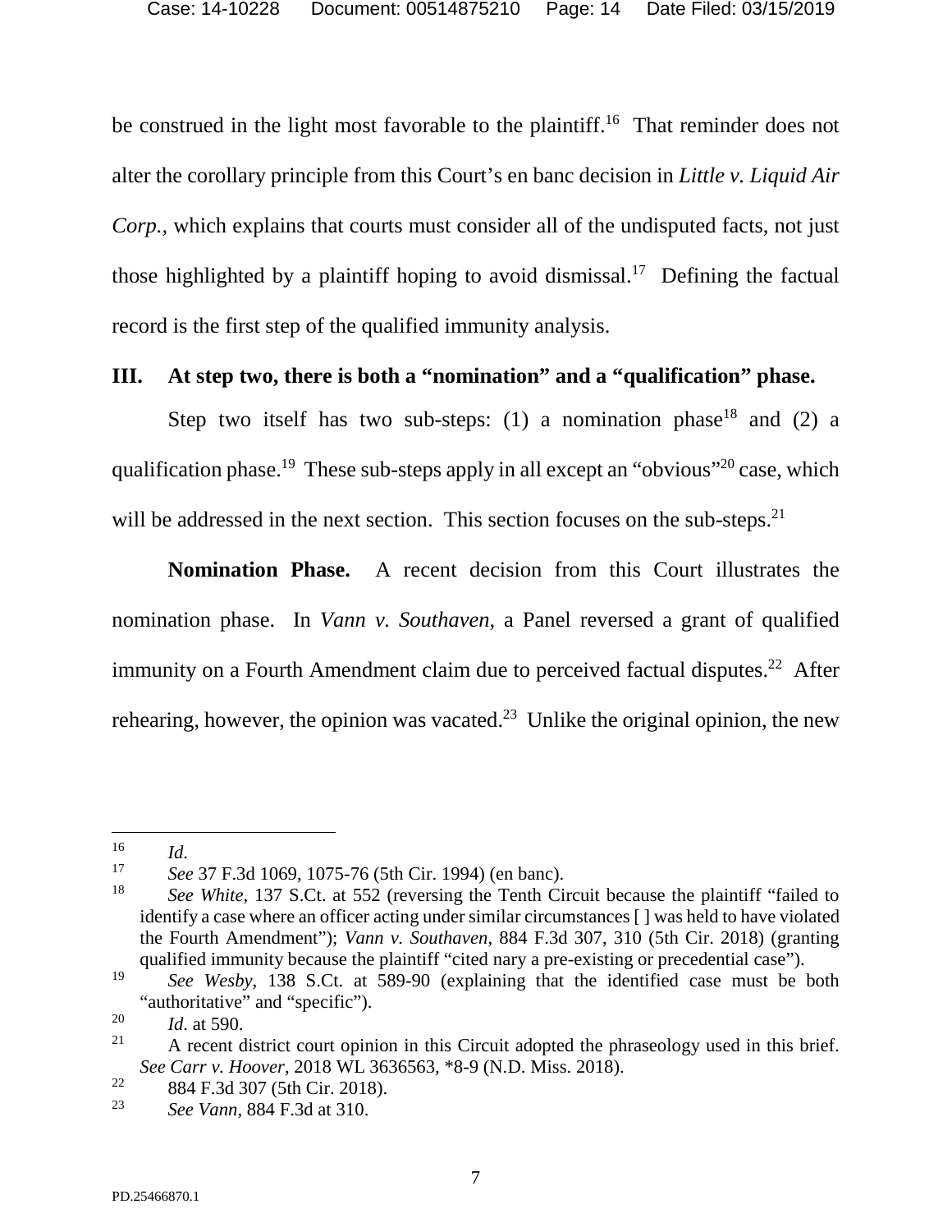be construed in the light most favorable to the plaintiff.[16] That reminder does not alter the corollary principle from this Court's en banc decision in *Little v. Liquid Air Corp.*, which explains that courts must consider all of the undisputed facts, not just those highlighted by a plaintiff hoping to avoid dismissal.[17] Defining the factual record is the first step of the qualified immunity analysis.

## III. At step two, there is both a "nomination" and a "qualification" phase.

Step two itself has two sub-steps: (1) a nomination phase[18] and (2) a qualification phase.[19] These sub-steps apply in all except an "obvious"[20] case, which will be addressed in the next section. This section focuses on the sub-steps.[21]

**Nomination Phase.** A recent decision from this Court illustrates the nomination phase. In *Vann v. Southaven*, a Panel reversed a grant of qualified immunity on a Fourth Amendment claim due to perceived factual disputes.[22] After rehearing, however, the opinion was vacated.[23] Unlike the original opinion, the new

---

[16] *Id.*

[17] *See* 37 F.3d 1069, 1075-76 (5th Cir. 1994) (en banc).

[18] *See White*, 137 S.Ct. at 552 (reversing the Tenth Circuit because the plaintiff "failed to identify a case where an officer acting under similar circumstances [ ] was held to have violated the Fourth Amendment"); *Vann v. Southaven*, 884 F.3d 307, 310 (5th Cir. 2018) (granting qualified immunity because the plaintiff "cited nary a pre-existing or precedential case").

[19] *See Wesby*, 138 S.Ct. at 589-90 (explaining that the identified case must be both "authoritative" and "specific").

[20] *Id.* at 590.

[21] A recent district court opinion in this Circuit adopted the phraseology used in this brief. *See Carr v. Hoover*, 2018 WL 3636563, *8-9 (N.D. Miss. 2018).

[22] 884 F.3d 307 (5th Cir. 2018).

[23] *See Vann*, 884 F.3d at 310.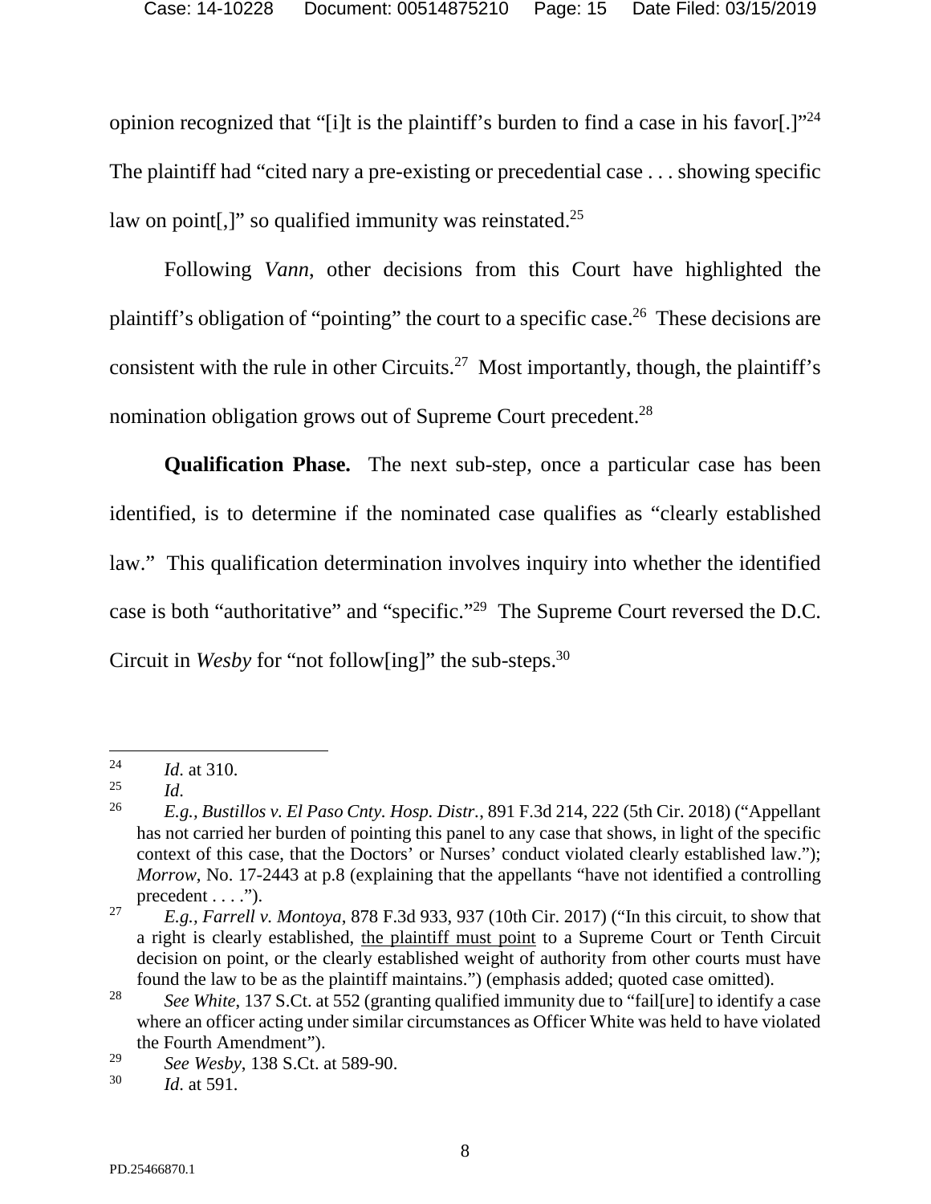opinion recognized that "[i]t is the plaintiff's burden to find a case in his favor[.]"[24] The plaintiff had "cited nary a pre-existing or precedential case . . . showing specific law on point[,]" so qualified immunity was reinstated.[25]

Following *Vann*, other decisions from this Court have highlighted the plaintiff's obligation of "pointing" the court to a specific case.[26] These decisions are consistent with the rule in other Circuits.[27] Most importantly, though, the plaintiff's nomination obligation grows out of Supreme Court precedent.[28]

**Qualification Phase.** The next sub-step, once a particular case has been identified, is to determine if the nominated case qualifies as "clearly established law." This qualification determination involves inquiry into whether the identified case is both "authoritative" and "specific."[29] The Supreme Court reversed the D.C. Circuit in *Wesby* for "not follow[ing]" the sub-steps.[30]

---

[24] *Id.* at 310.

[25] *Id.*

[26] *E.g., Bustillos v. El Paso Cnty. Hosp. Distr.*, 891 F.3d 214, 222 (5th Cir. 2018) ("Appellant has not carried her burden of pointing this panel to any case that shows, in light of the specific context of this case, that the Doctors' or Nurses' conduct violated clearly established law."); *Morrow*, No. 17-2443 at p.8 (explaining that the appellants "have not identified a controlling precedent . . . .").

[27] *E.g., Farrell v. Montoya*, 878 F.3d 933, 937 (10th Cir. 2017) ("In this circuit, to show that a right is clearly established, the plaintiff must point to a Supreme Court or Tenth Circuit decision on point, or the clearly established weight of authority from other courts must have found the law to be as the plaintiff maintains.") (emphasis added; quoted case omitted).

[28] *See White*, 137 S.Ct. at 552 (granting qualified immunity due to "fail[ure] to identify a case where an officer acting under similar circumstances as Officer White was held to have violated the Fourth Amendment").

[29] *See Wesby*, 138 S.Ct. at 589-90.

[30] *Id.* at 591.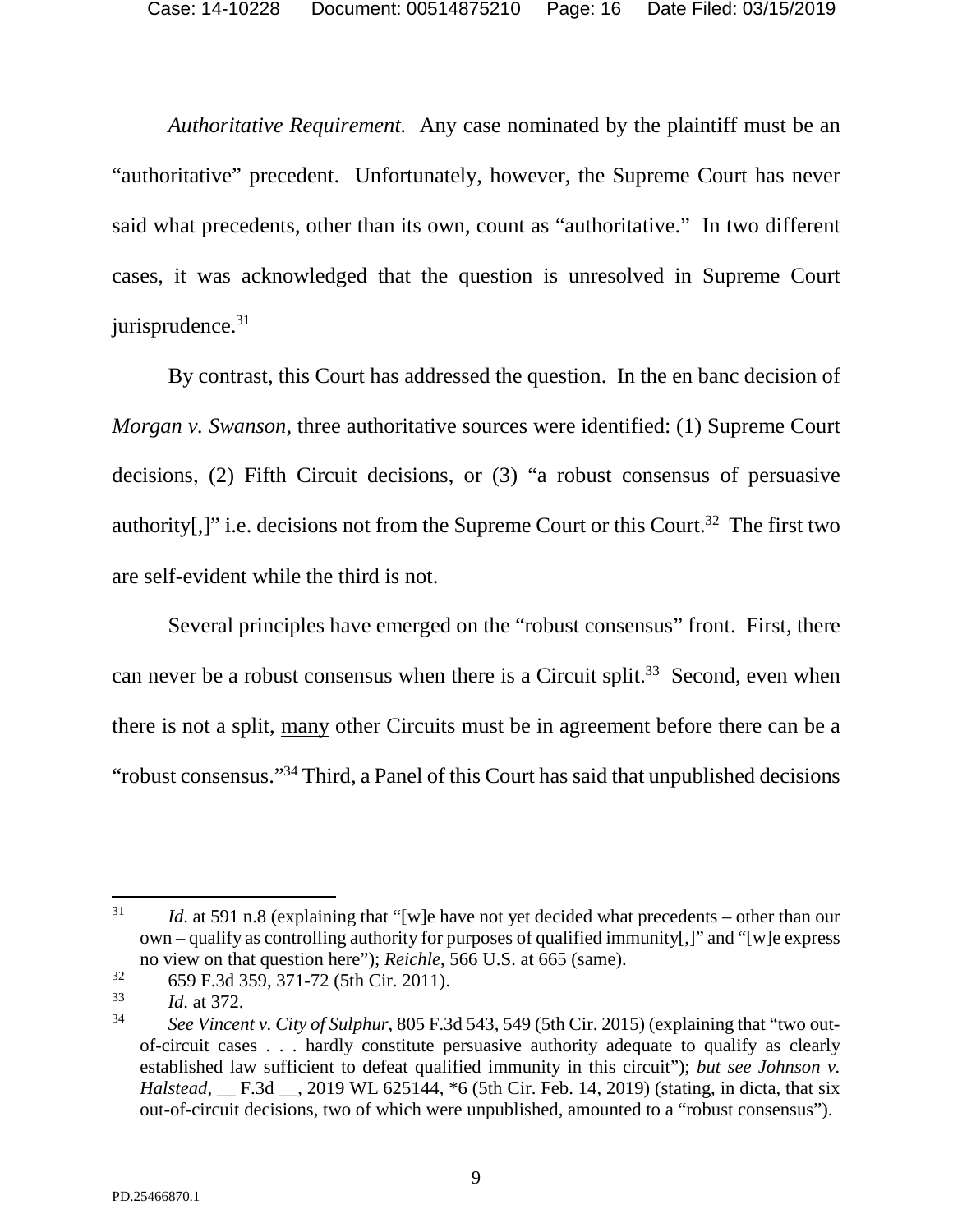*Authoritative Requirement.* Any case nominated by the plaintiff must be an "authoritative" precedent. Unfortunately, however, the Supreme Court has never said what precedents, other than its own, count as "authoritative." In two different cases, it was acknowledged that the question is unresolved in Supreme Court jurisprudence.[31]

By contrast, this Court has addressed the question. In the en banc decision of *Morgan v. Swanson*, three authoritative sources were identified: (1) Supreme Court decisions, (2) Fifth Circuit decisions, or (3) "a robust consensus of persuasive authority[,]" i.e. decisions not from the Supreme Court or this Court.[32] The first two are self-evident while the third is not.

Several principles have emerged on the "robust consensus" front. First, there can never be a robust consensus when there is a Circuit split.[33] Second, even when there is not a split, <u>many</u> other Circuits must be in agreement before there can be a "robust consensus."[34] Third, a Panel of this Court has said that unpublished decisions

---

[31] *Id.* at 591 n.8 (explaining that "[w]e have not yet decided what precedents – other than our own – qualify as controlling authority for purposes of qualified immunity[,]" and "[w]e express no view on that question here"); *Reichle*, 566 U.S. at 665 (same).

[32] 659 F.3d 359, 371-72 (5th Cir. 2011).

[33] *Id.* at 372.

[34] *See Vincent v. City of Sulphur*, 805 F.3d 543, 549 (5th Cir. 2015) (explaining that "two out-of-circuit cases . . . hardly constitute persuasive authority adequate to qualify as clearly established law sufficient to defeat qualified immunity in this circuit"); *but see Johnson v. Halstead*, __ F.3d __, 2019 WL 625144, *6 (5th Cir. Feb. 14, 2019) (stating, in dicta, that six out-of-circuit decisions, two of which were unpublished, amounted to a "robust consensus").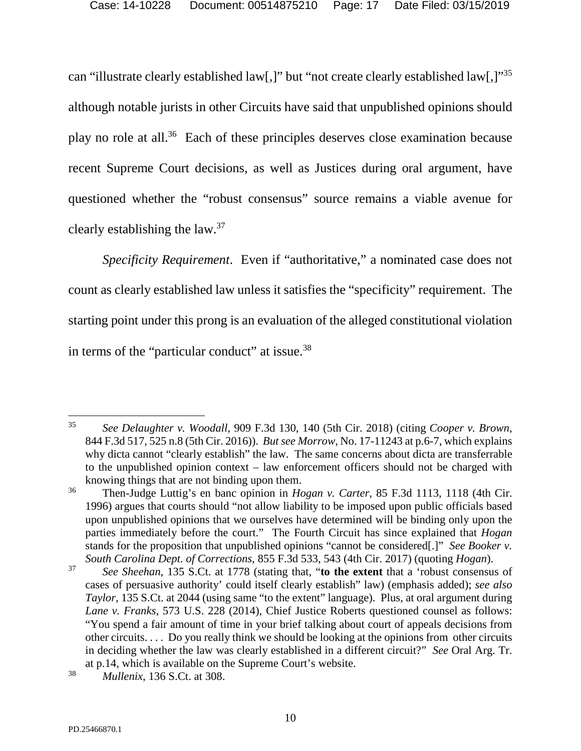can "illustrate clearly established law[,]" but "not create clearly established law[,]"[35] although notable jurists in other Circuits have said that unpublished opinions should play no role at all.[36] Each of these principles deserves close examination because recent Supreme Court decisions, as well as Justices during oral argument, have questioned whether the "robust consensus" source remains a viable avenue for clearly establishing the law.[37]

*Specificity Requirement*. Even if "authoritative," a nominated case does not count as clearly established law unless it satisfies the "specificity" requirement. The starting point under this prong is an evaluation of the alleged constitutional violation in terms of the "particular conduct" at issue.[38]

---

[35] *See Delaughter v. Woodall*, 909 F.3d 130, 140 (5th Cir. 2018) (citing *Cooper v. Brown*, 844 F.3d 517, 525 n.8 (5th Cir. 2016)). *But see Morrow*, No. 17-11243 at p.6-7, which explains why dicta cannot "clearly establish" the law. The same concerns about dicta are transferrable to the unpublished opinion context – law enforcement officers should not be charged with knowing things that are not binding upon them.

[36] Then-Judge Luttig's en banc opinion in *Hogan v. Carter*, 85 F.3d 1113, 1118 (4th Cir. 1996) argues that courts should "not allow liability to be imposed upon public officials based upon unpublished opinions that we ourselves have determined will be binding only upon the parties immediately before the court." The Fourth Circuit has since explained that *Hogan* stands for the proposition that unpublished opinions "cannot be considered[.]" *See Booker v. South Carolina Dept. of Corrections*, 855 F.3d 533, 543 (4th Cir. 2017) (quoting *Hogan*).

[37] *See Sheehan*, 135 S.Ct. at 1778 (stating that, "**to the extent** that a 'robust consensus of cases of persuasive authority' could itself clearly establish" law) (emphasis added); *see also Taylor*, 135 S.Ct. at 2044 (using same "to the extent" language). Plus, at oral argument during *Lane v. Franks*, 573 U.S. 228 (2014), Chief Justice Roberts questioned counsel as follows: "You spend a fair amount of time in your brief talking about court of appeals decisions from other circuits. . . . Do you really think we should be looking at the opinions from other circuits in deciding whether the law was clearly established in a different circuit?" *See* Oral Arg. Tr. at p.14, which is available on the Supreme Court's website.

[38] *Mullenix*, 136 S.Ct. at 308.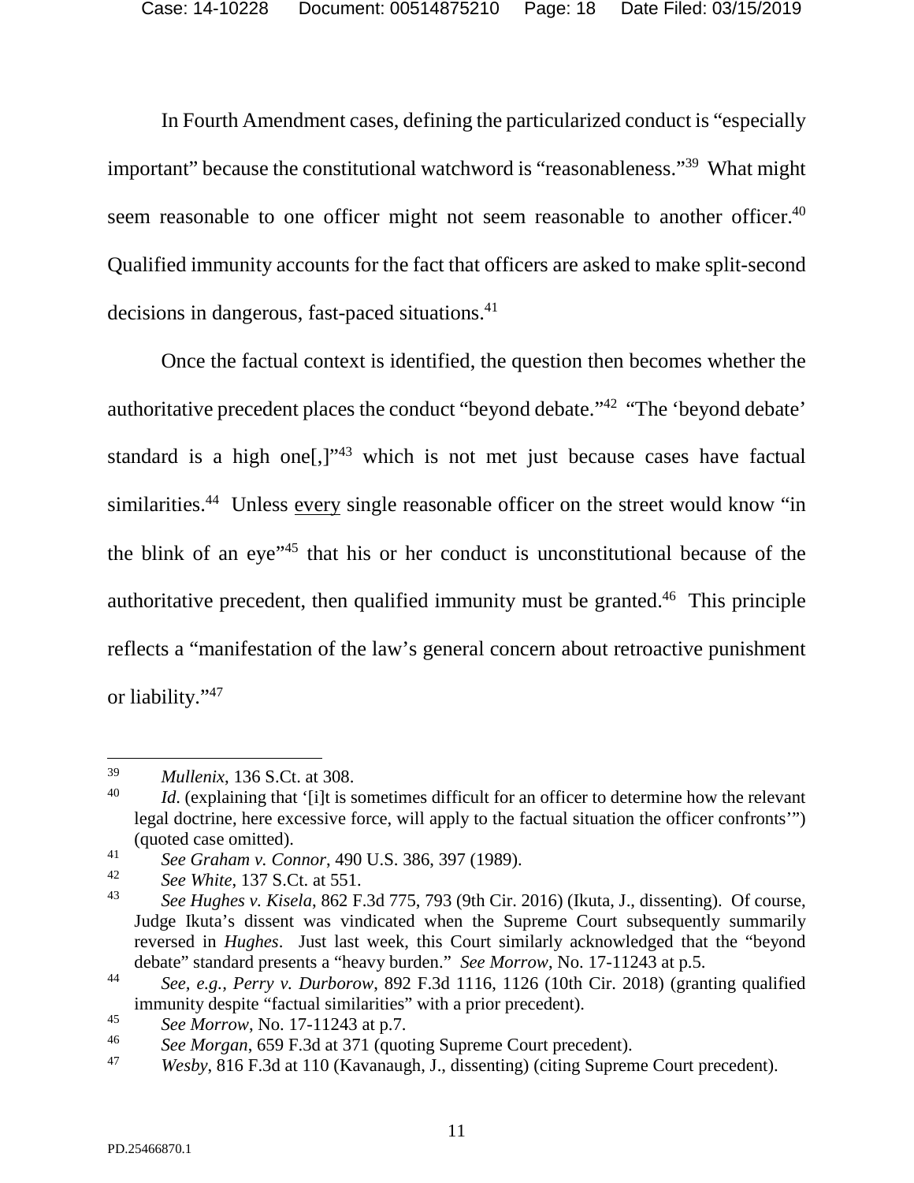In Fourth Amendment cases, defining the particularized conduct is "especially important" because the constitutional watchword is "reasonableness."[39] What might seem reasonable to one officer might not seem reasonable to another officer.[40] Qualified immunity accounts for the fact that officers are asked to make split-second decisions in dangerous, fast-paced situations.[41]

Once the factual context is identified, the question then becomes whether the authoritative precedent places the conduct "beyond debate."[42] "The 'beyond debate' standard is a high one[,]"[43] which is not met just because cases have factual similarities.[44] Unless <u>every</u> single reasonable officer on the street would know "in the blink of an eye"[45] that his or her conduct is unconstitutional because of the authoritative precedent, then qualified immunity must be granted.[46] This principle reflects a "manifestation of the law's general concern about retroactive punishment or liability."[47]

---

[39] *Mullenix*, 136 S.Ct. at 308.

[40] *Id*. (explaining that '[i]t is sometimes difficult for an officer to determine how the relevant legal doctrine, here excessive force, will apply to the factual situation the officer confronts'") (quoted case omitted).

[41] *See Graham v. Connor*, 490 U.S. 386, 397 (1989).

[42] *See White*, 137 S.Ct. at 551.

[43] *See Hughes v. Kisela*, 862 F.3d 775, 793 (9th Cir. 2016) (Ikuta, J., dissenting). Of course, Judge Ikuta's dissent was vindicated when the Supreme Court subsequently summarily reversed in *Hughes*. Just last week, this Court similarly acknowledged that the "beyond debate" standard presents a "heavy burden." *See Morrow*, No. 17-11243 at p.5.

[44] *See, e.g., Perry v. Durborow*, 892 F.3d 1116, 1126 (10th Cir. 2018) (granting qualified immunity despite "factual similarities" with a prior precedent).

[45] *See Morrow*, No. 17-11243 at p.7.

[46] *See Morgan*, 659 F.3d at 371 (quoting Supreme Court precedent).

[47] *Wesby*, 816 F.3d at 110 (Kavanaugh, J., dissenting) (citing Supreme Court precedent).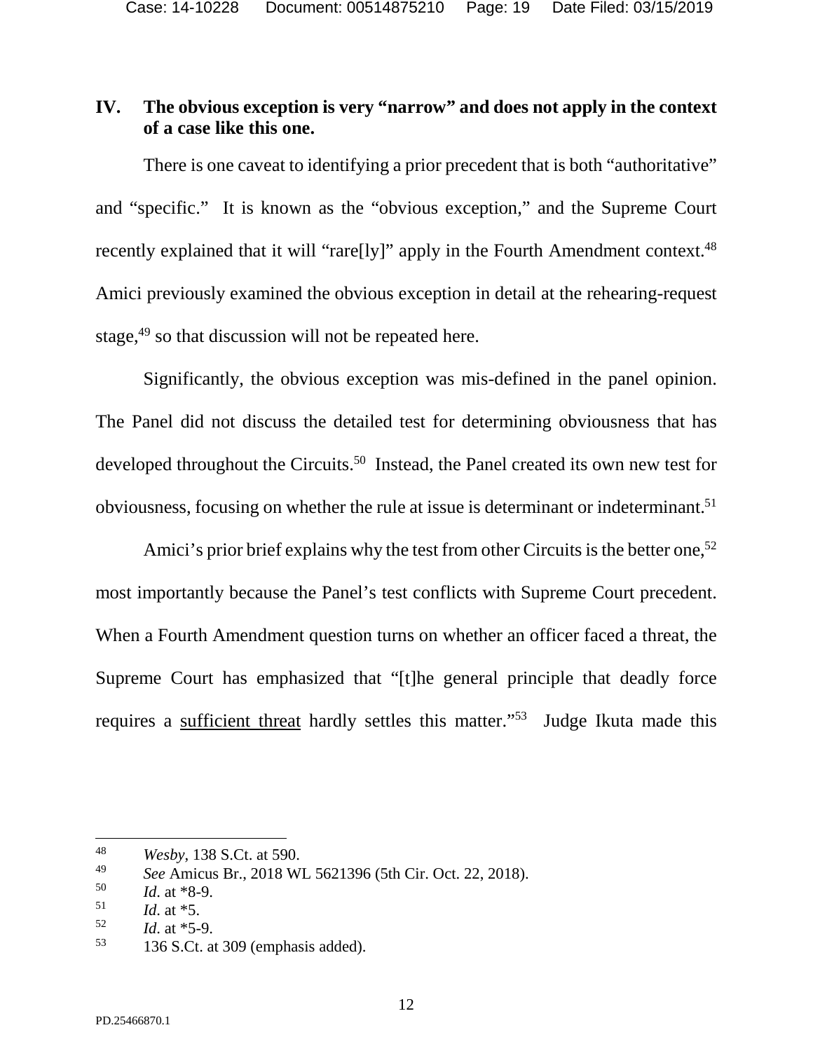## IV. The obvious exception is very "narrow" and does not apply in the context of a case like this one.

There is one caveat to identifying a prior precedent that is both "authoritative" and "specific." It is known as the "obvious exception," and the Supreme Court recently explained that it will "rare[ly]" apply in the Fourth Amendment context.[48] Amici previously examined the obvious exception in detail at the rehearing-request stage,[49] so that discussion will not be repeated here.

Significantly, the obvious exception was mis-defined in the panel opinion. The Panel did not discuss the detailed test for determining obviousness that has developed throughout the Circuits.[50] Instead, the Panel created its own new test for obviousness, focusing on whether the rule at issue is determinant or indeterminant.[51]

Amici's prior brief explains why the test from other Circuits is the better one,[52] most importantly because the Panel's test conflicts with Supreme Court precedent. When a Fourth Amendment question turns on whether an officer faced a threat, the Supreme Court has emphasized that "[t]he general principle that deadly force requires a <u>sufficient threat</u> hardly settles this matter."[53] Judge Ikuta made this

---

48 *Wesby*, 138 S.Ct. at 590.

49 *See* Amicus Br., 2018 WL 5621396 (5th Cir. Oct. 22, 2018).

50 *Id.* at *8-9.

51 *Id.* at *5.

52 *Id.* at *5-9.

53 136 S.Ct. at 309 (emphasis added).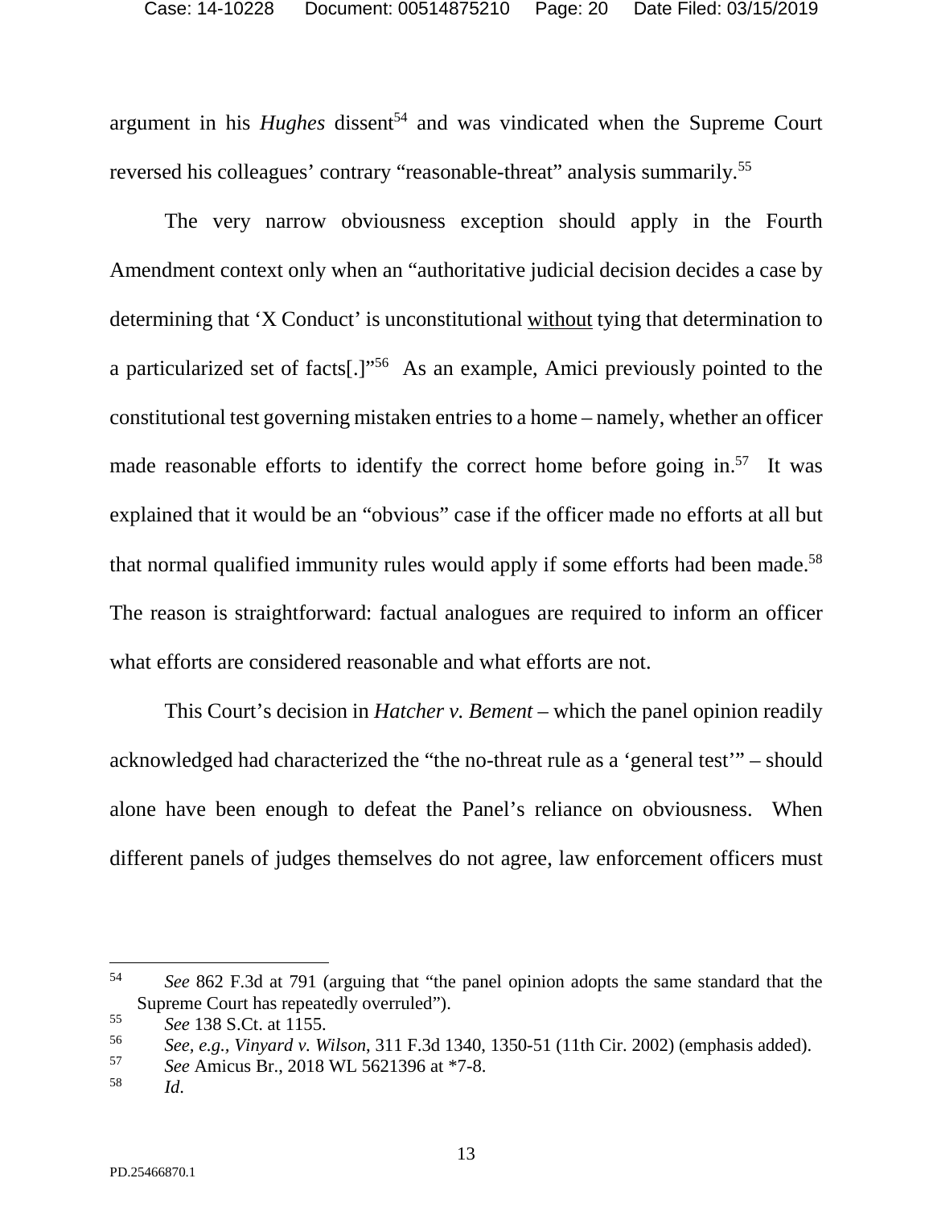argument in his *Hughes* dissent[54] and was vindicated when the Supreme Court reversed his colleagues' contrary "reasonable-threat" analysis summarily.[55]

The very narrow obviousness exception should apply in the Fourth Amendment context only when an "authoritative judicial decision decides a case by determining that 'X Conduct' is unconstitutional <u>without</u> tying that determination to a particularized set of facts[.]"[56] As an example, Amici previously pointed to the constitutional test governing mistaken entries to a home – namely, whether an officer made reasonable efforts to identify the correct home before going in.[57] It was explained that it would be an "obvious" case if the officer made no efforts at all but that normal qualified immunity rules would apply if some efforts had been made.[58] The reason is straightforward: factual analogues are required to inform an officer what efforts are considered reasonable and what efforts are not.

This Court's decision in *Hatcher v. Bement* – which the panel opinion readily acknowledged had characterized the "the no-threat rule as a 'general test'" – should alone have been enough to defeat the Panel's reliance on obviousness. When different panels of judges themselves do not agree, law enforcement officers must

---

[54] *See* 862 F.3d at 791 (arguing that "the panel opinion adopts the same standard that the Supreme Court has repeatedly overruled").

[55] *See* 138 S.Ct. at 1155.

[56] *See, e.g.*, *Vinyard v. Wilson*, 311 F.3d 1340, 1350-51 (11th Cir. 2002) (emphasis added).

[57] *See* Amicus Br., 2018 WL 5621396 at *7-8.

[58] *Id*.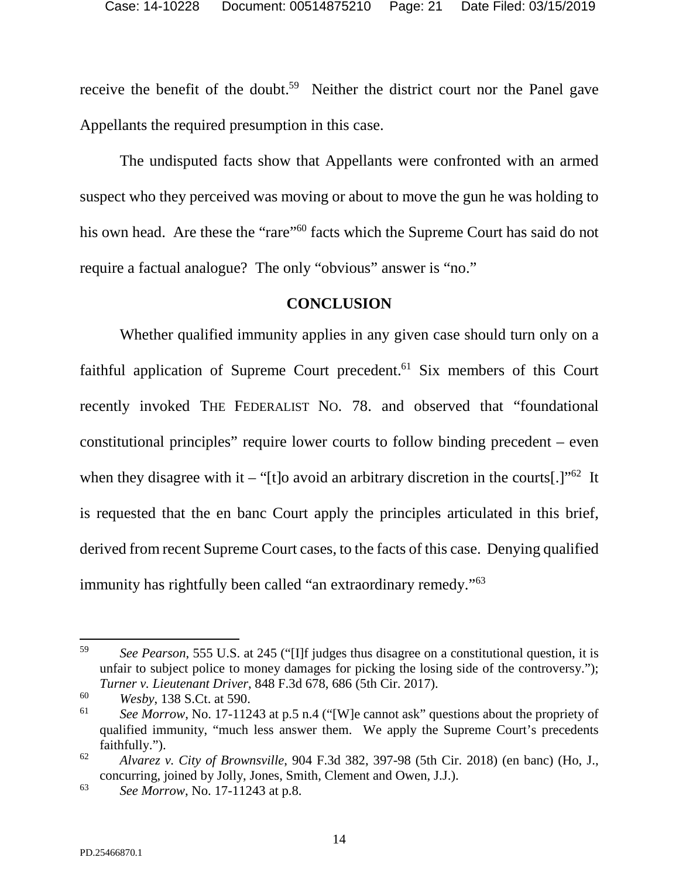receive the benefit of the doubt.[59] Neither the district court nor the Panel gave Appellants the required presumption in this case.

The undisputed facts show that Appellants were confronted with an armed suspect who they perceived was moving or about to move the gun he was holding to his own head. Are these the "rare"[60] facts which the Supreme Court has said do not require a factual analogue? The only "obvious" answer is "no."

## CONCLUSION

Whether qualified immunity applies in any given case should turn only on a faithful application of Supreme Court precedent.[61] Six members of this Court recently invoked THE FEDERALIST NO. 78. and observed that "foundational constitutional principles" require lower courts to follow binding precedent – even when they disagree with it – "[t]o avoid an arbitrary discretion in the courts[.]"[62] It is requested that the en banc Court apply the principles articulated in this brief, derived from recent Supreme Court cases, to the facts of this case. Denying qualified immunity has rightfully been called "an extraordinary remedy."[63]

---

59 *See Pearson*, 555 U.S. at 245 ("[I]f judges thus disagree on a constitutional question, it is unfair to subject police to money damages for picking the losing side of the controversy."); *Turner v. Lieutenant Driver*, 848 F.3d 678, 686 (5th Cir. 2017).

60 *Wesby*, 138 S.Ct. at 590.

61 *See Morrow*, No. 17-11243 at p.5 n.4 ("[W]e cannot ask" questions about the propriety of qualified immunity, "much less answer them. We apply the Supreme Court's precedents faithfully.").

62 *Alvarez v. City of Brownsville*, 904 F.3d 382, 397-98 (5th Cir. 2018) (en banc) (Ho, J., concurring, joined by Jolly, Jones, Smith, Clement and Owen, J.J.).

63 *See Morrow*, No. 17-11243 at p.8.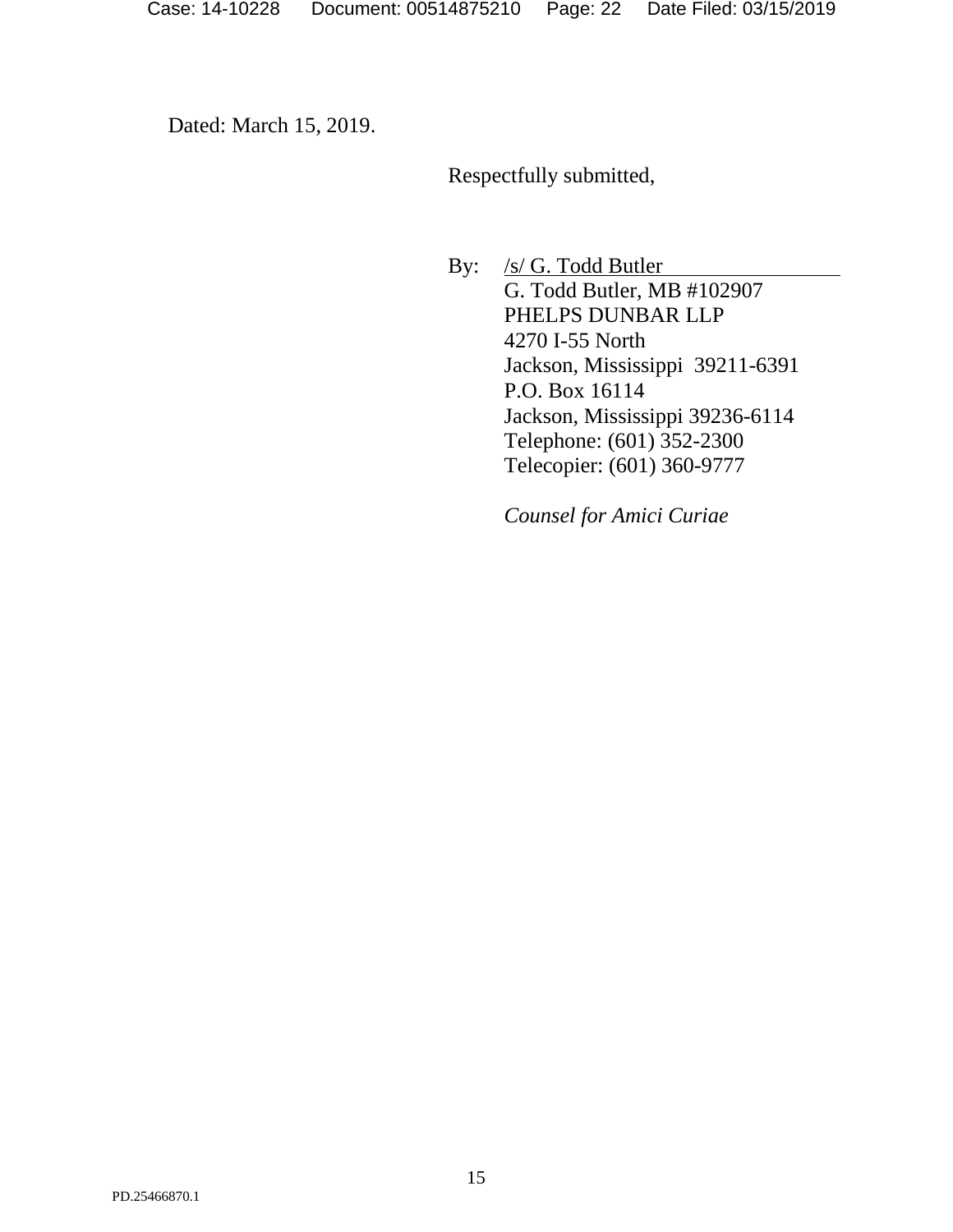Dated: March 15, 2019.

Respectfully submitted,

By: /s/ G. Todd Butler
G. Todd Butler, MB #102907
PHELPS DUNBAR LLP
4270 I-55 North
Jackson, Mississippi 39211-6391
P.O. Box 16114
Jackson, Mississippi 39236-6114
Telephone: (601) 352-2300
Telecopier: (601) 360-9777

*Counsel for Amici Curiae*

PD.25466870.1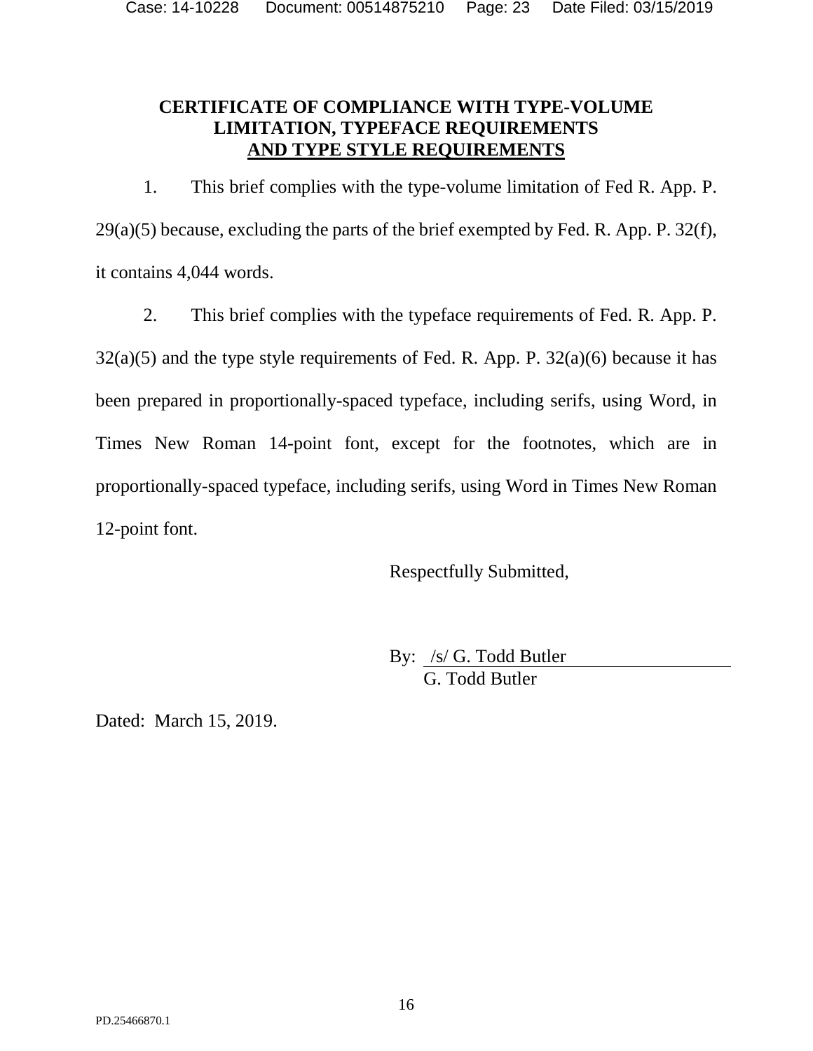**CERTIFICATE OF COMPLIANCE WITH TYPE-VOLUME LIMITATION, TYPEFACE REQUIREMENTS AND TYPE STYLE REQUIREMENTS**

1. This brief complies with the type-volume limitation of Fed R. App. P. 29(a)(5) because, excluding the parts of the brief exempted by Fed. R. App. P. 32(f), it contains 4,044 words.

2. This brief complies with the typeface requirements of Fed. R. App. P. 32(a)(5) and the type style requirements of Fed. R. App. P. 32(a)(6) because it has been prepared in proportionally-spaced typeface, including serifs, using Word, in Times New Roman 14-point font, except for the footnotes, which are in proportionally-spaced typeface, including serifs, using Word in Times New Roman 12-point font.

Respectfully Submitted,

By: /s/ G. Todd Butler
G. Todd Butler

Dated: March 15, 2019.

PD.25466870.1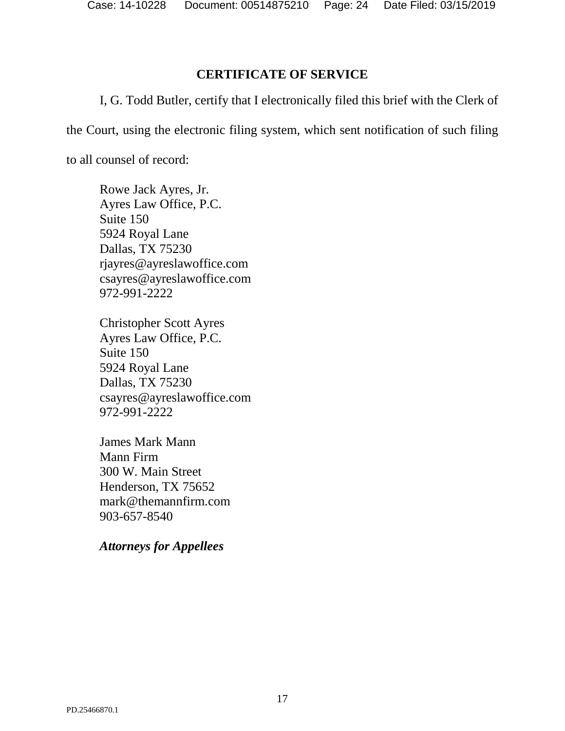## CERTIFICATE OF SERVICE

I, G. Todd Butler, certify that I electronically filed this brief with the Clerk of the Court, using the electronic filing system, which sent notification of such filing to all counsel of record:

Rowe Jack Ayres, Jr.
Ayres Law Office, P.C.
Suite 150
5924 Royal Lane
Dallas, TX 75230
rjayres@ayreslawoffice.com
csayres@ayreslawoffice.com
972-991-2222

Christopher Scott Ayres
Ayres Law Office, P.C.
Suite 150
5924 Royal Lane
Dallas, TX 75230
csayres@ayreslawoffice.com
972-991-2222

James Mark Mann
Mann Firm
300 W. Main Street
Henderson, TX 75652
mark@themannfirm.com
903-657-8540

***Attorneys for Appellees***

PD.25466870.1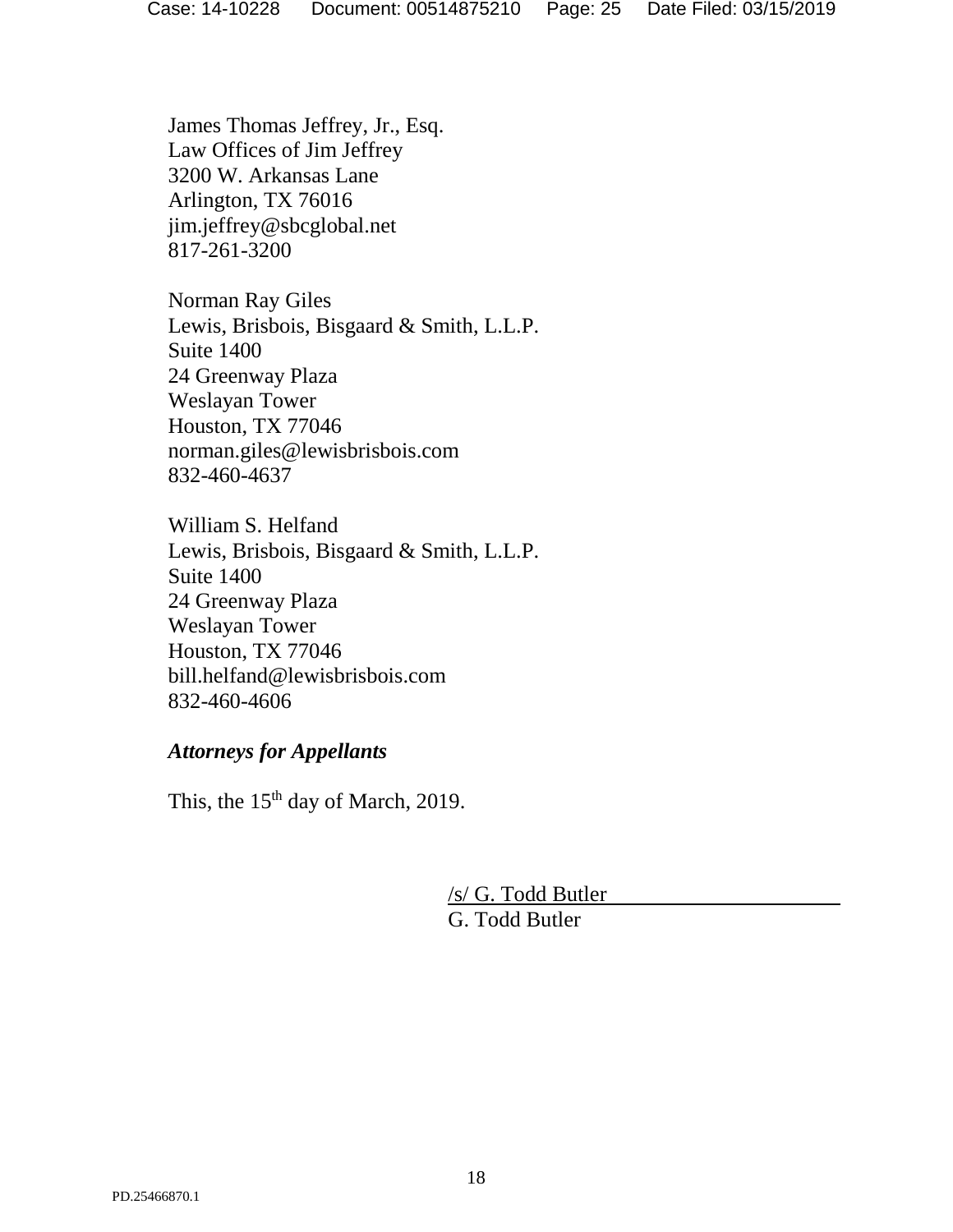James Thomas Jeffrey, Jr., Esq.
Law Offices of Jim Jeffrey
3200 W. Arkansas Lane
Arlington, TX 76016
jim.jeffrey@sbcglobal.net
817-261-3200

Norman Ray Giles
Lewis, Brisbois, Bisgaard & Smith, L.L.P.
Suite 1400
24 Greenway Plaza
Weslayan Tower
Houston, TX 77046
norman.giles@lewisbrisbois.com
832-460-4637

William S. Helfand
Lewis, Brisbois, Bisgaard & Smith, L.L.P.
Suite 1400
24 Greenway Plaza
Weslayan Tower
Houston, TX 77046
bill.helfand@lewisbrisbois.com
832-460-4606

***Attorneys for Appellants***

This, the 15th day of March, 2019.

/s/ G. Todd Butler
G. Todd Butler

PD.25466870.1